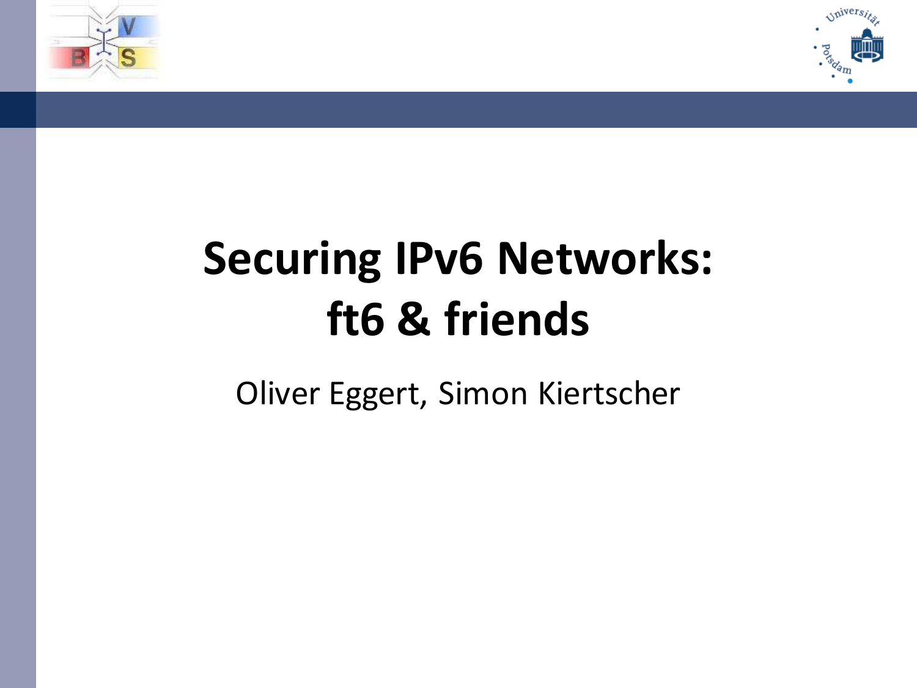# Securing IPv6 Networks: ft6 & friends

Oliver Eggert, Simon Kiertscher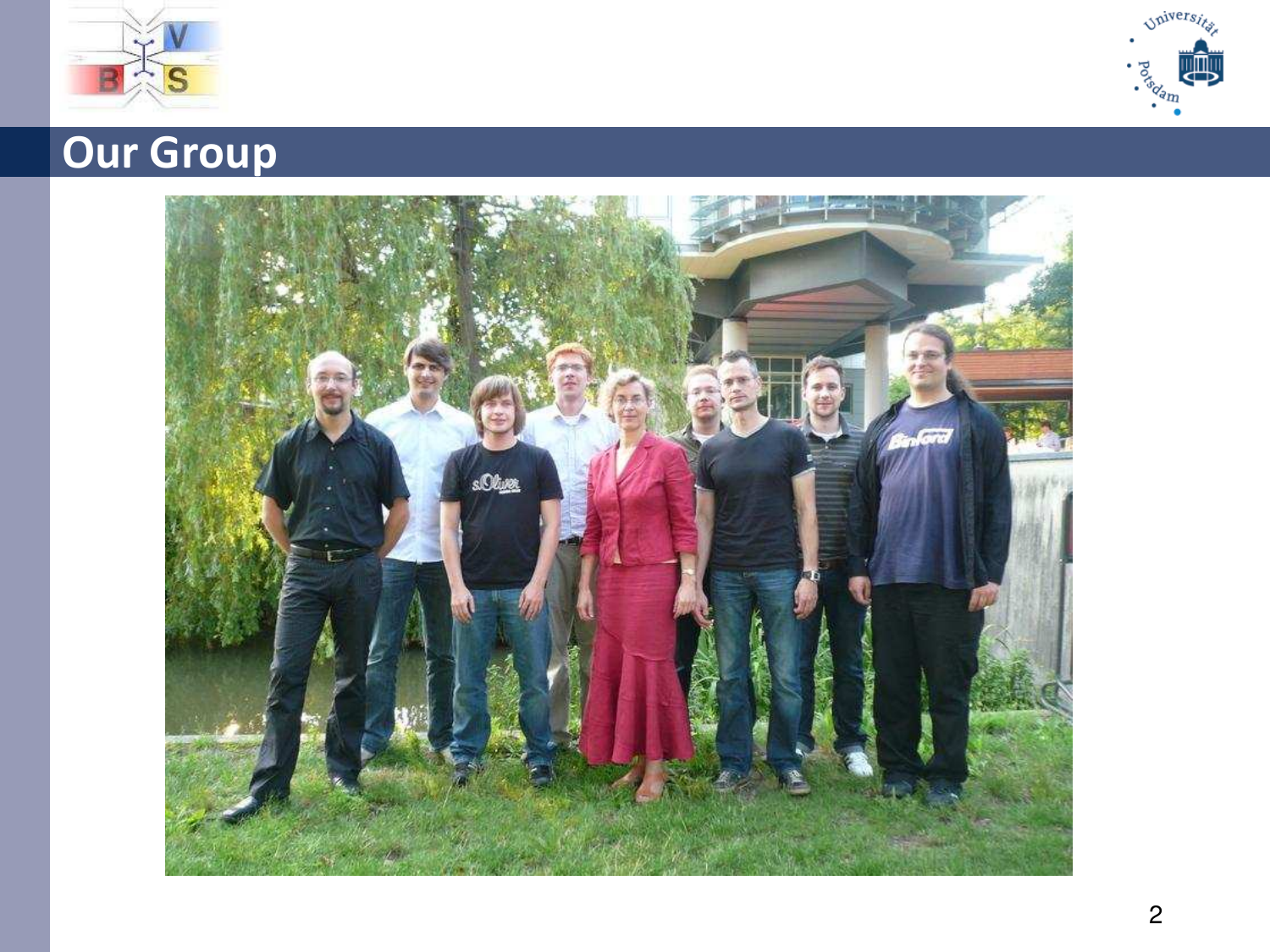# Our Group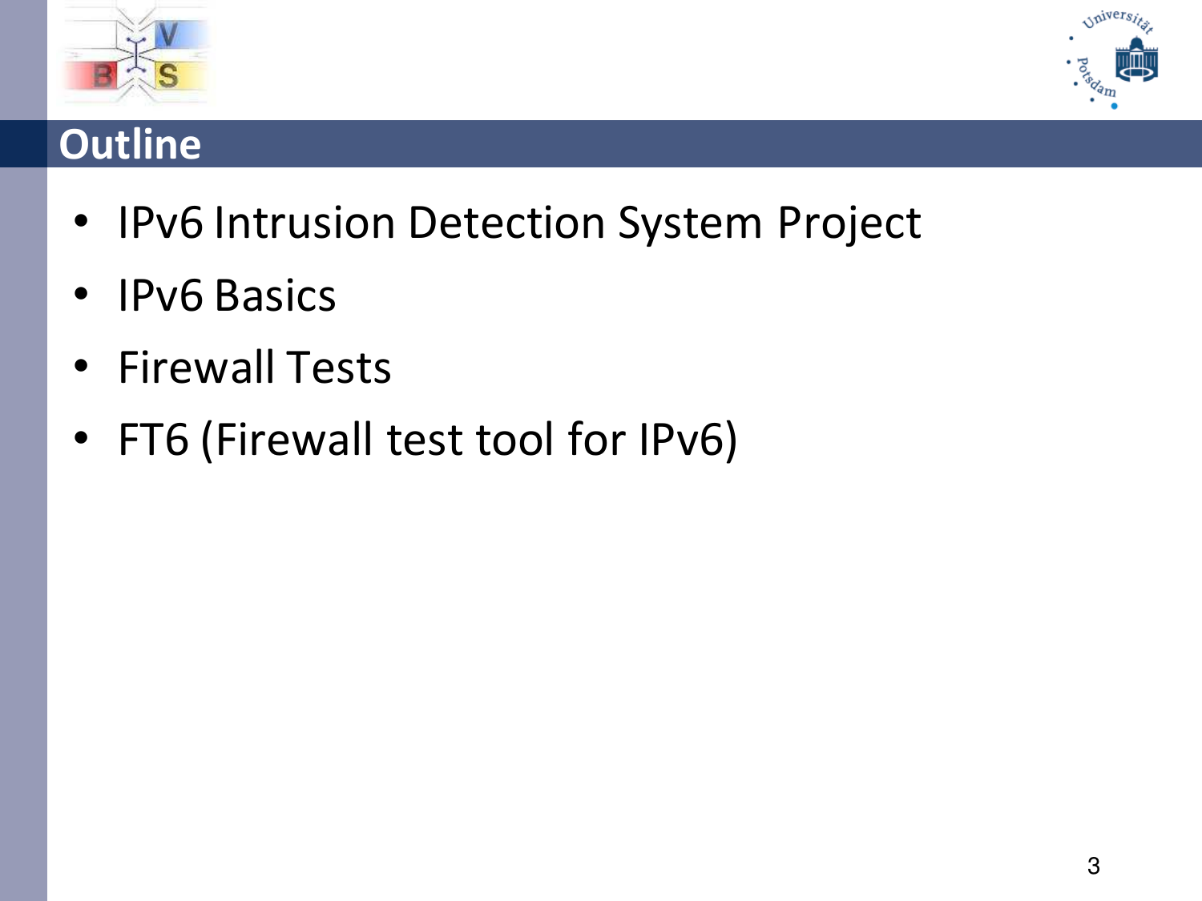# Outline

- IPv6 Intrusion Detection System Project
- IPv6 Basics
- Firewall Tests
- FT6 (Firewall test tool for IPv6)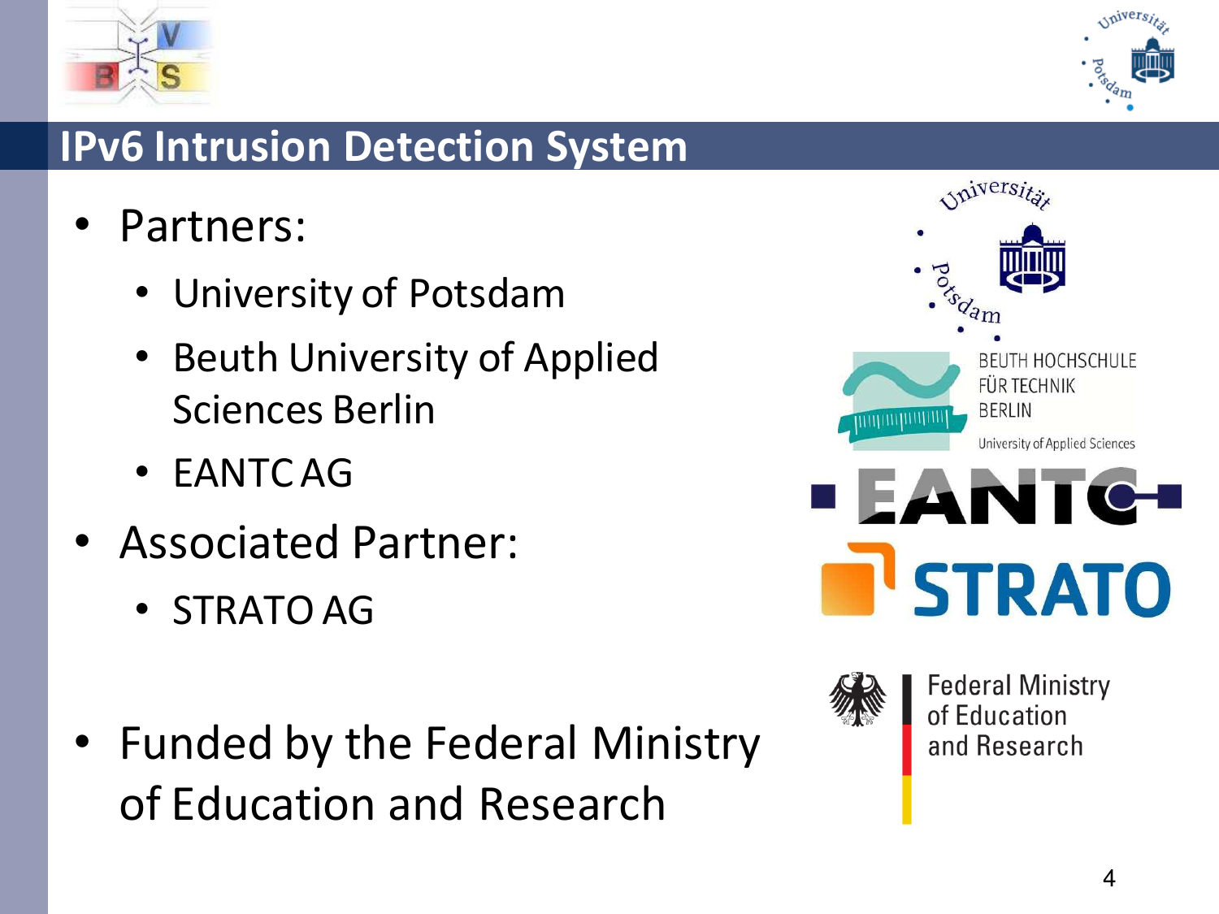# IPv6 Intrusion Detection System

- Partners:
  - University of Potsdam
  - Beuth University of Applied Sciences Berlin
  - EANTC AG
- Associated Partner:
  - STRATO AG
- Funded by the Federal Ministry of Education and Research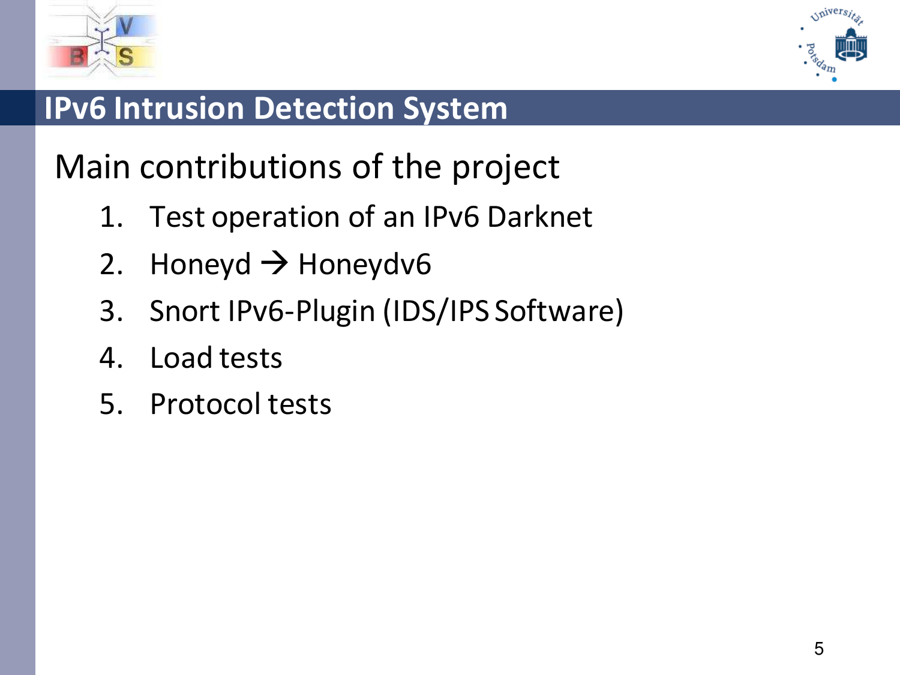# IPv6 Intrusion Detection System

## Main contributions of the project

1. Test operation of an IPv6 Darknet
2. Honeyd → Honeydv6
3. Snort IPv6-Plugin (IDS/IPS Software)
4. Load tests
5. Protocol tests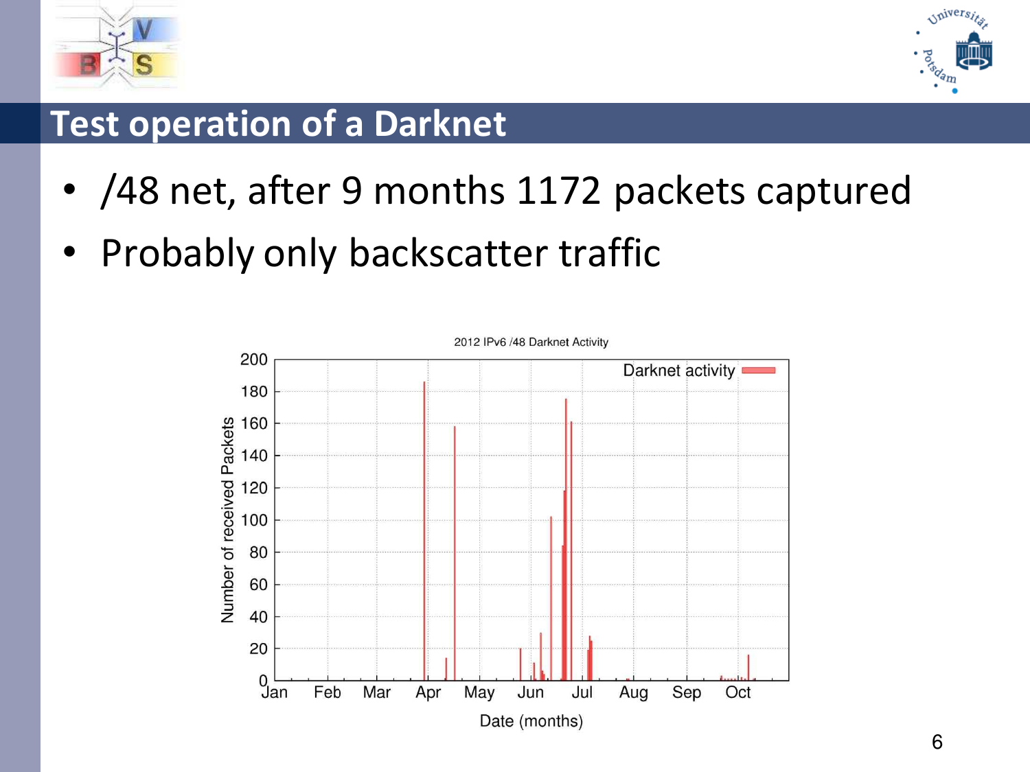# Test operation of a Darknet

- /48 net, after 9 months 1172 packets captured
- Probably only backscatter traffic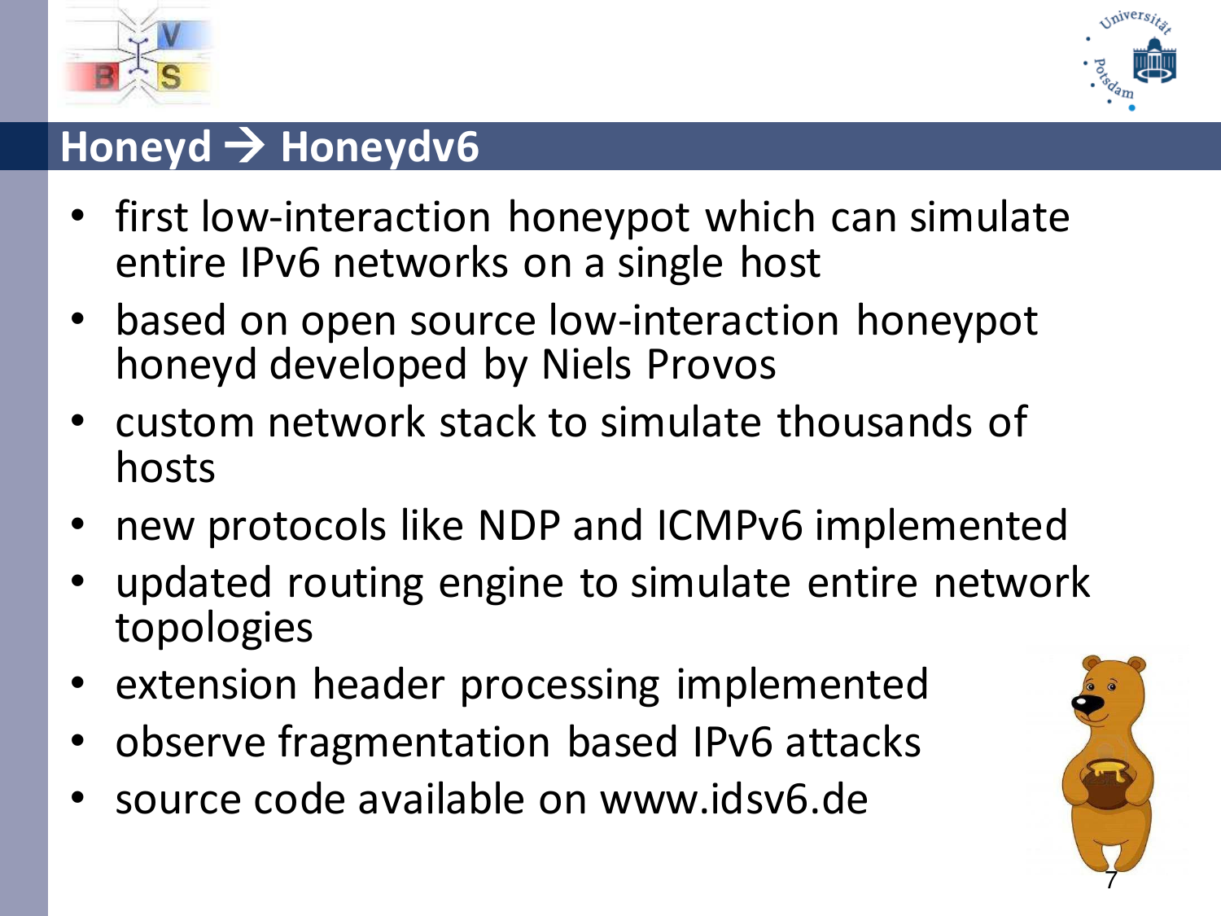# Honeyd → Honeydv6

- first low-interaction honeypot which can simulate entire IPv6 networks on a single host
- based on open source low-interaction honeypot honeyd developed by Niels Provos
- custom network stack to simulate thousands of hosts
- new protocols like NDP and ICMPv6 implemented
- updated routing engine to simulate entire network topologies
- extension header processing implemented
- observe fragmentation based IPv6 attacks
- source code available on www.idsv6.de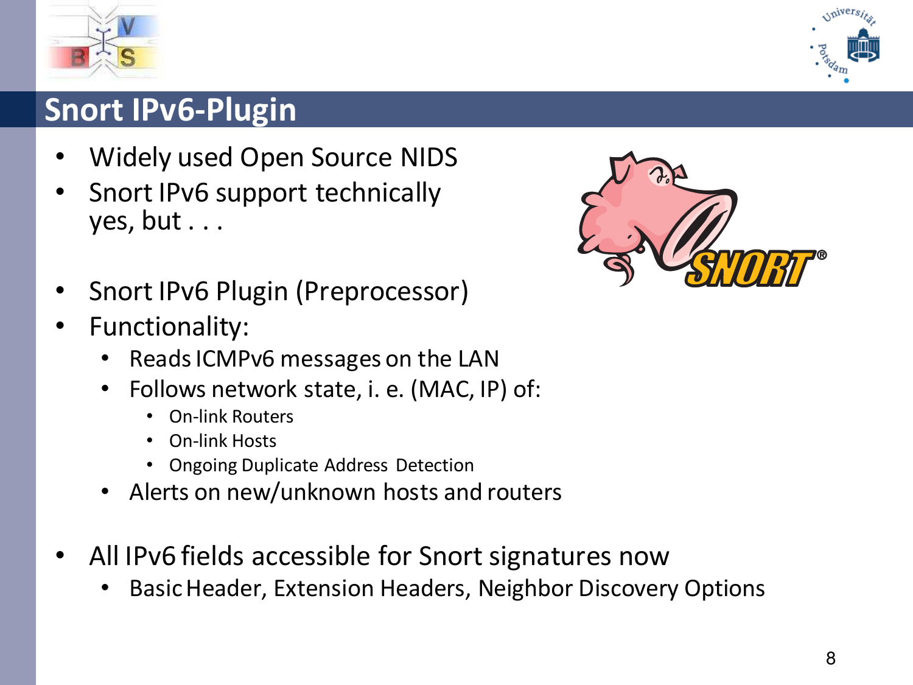# Snort IPv6-Plugin

- Widely used Open Source NIDS
- Snort IPv6 support technically yes, but . . .

- Snort IPv6 Plugin (Preprocessor)
- Functionality:
  - Reads ICMPv6 messages on the LAN
  - Follows network state, i. e. (MAC, IP) of:
    - On-link Routers
    - On-link Hosts
    - Ongoing Duplicate Address Detection
  - Alerts on new/unknown hosts and routers

- All IPv6 fields accessible for Snort signatures now
  - Basic Header, Extension Headers, Neighbor Discovery Options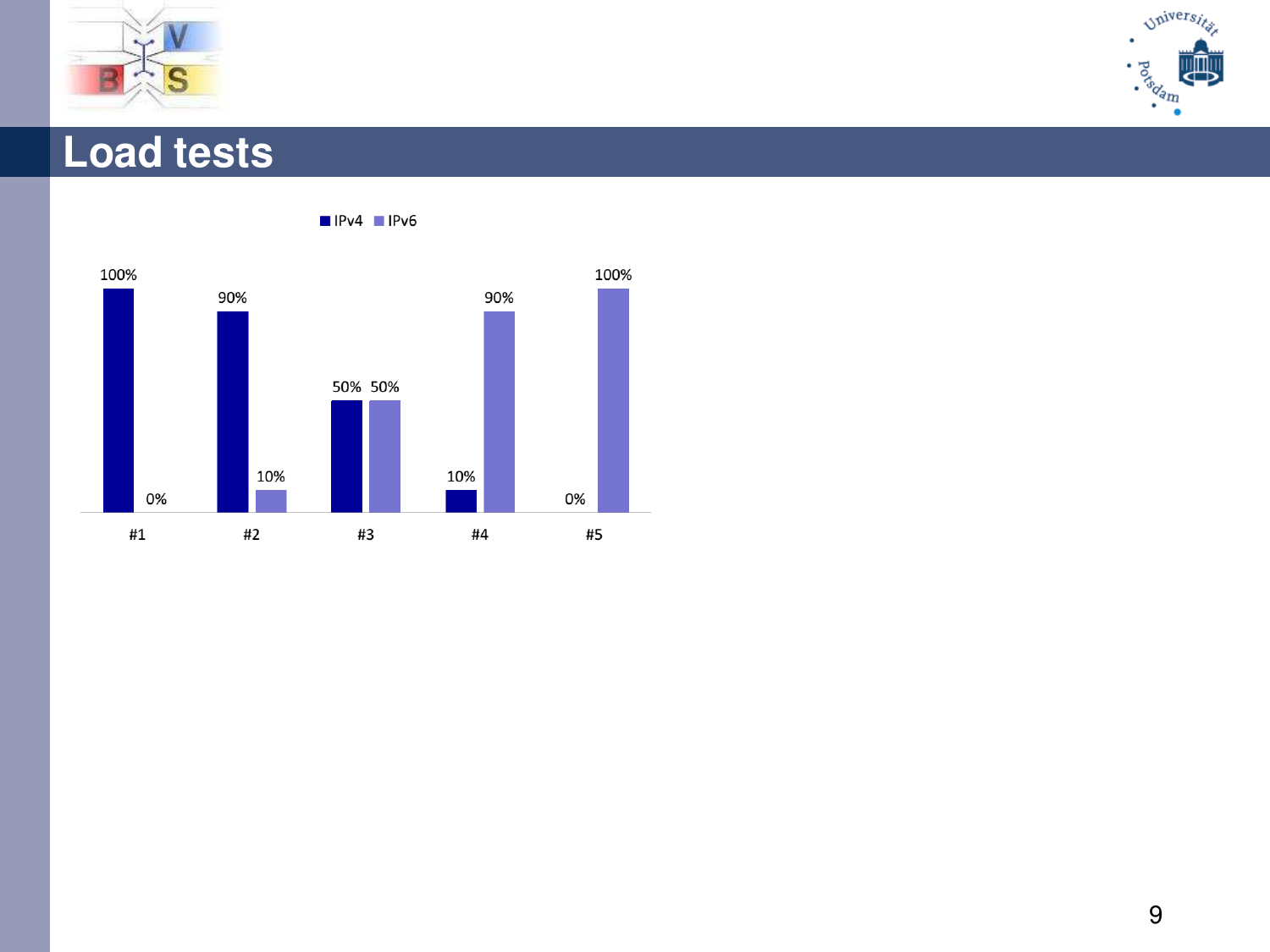# Load tests

| | IPv4 | IPv6 |
|---|---|---|
| #1 | 100% | 0% |
| #2 | 90% | 10% |
| #3 | 50% | 50% |
| #4 | 10% | 90% |
| #5 | 0% | 100% |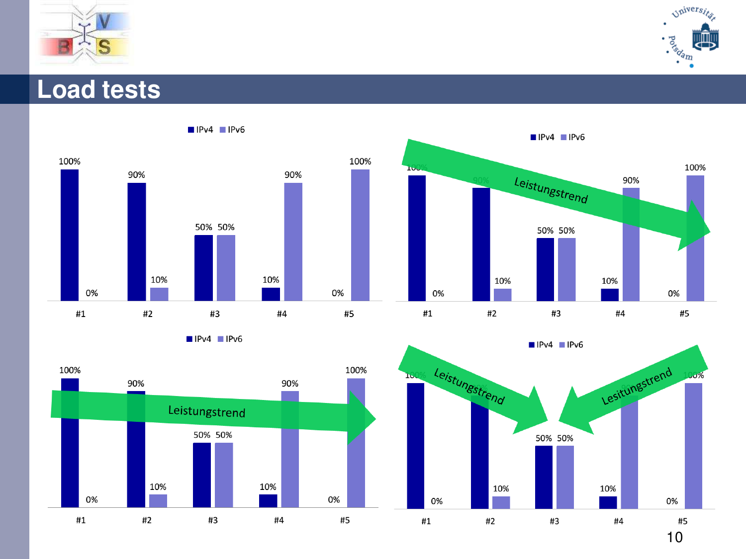# Load tests

| | #1 | #2 | #3 | #4 | #5 |
|---|---|---|---|---|---|
| IPv4 | 100% | 90% | 50% | 10% | 0% |
| IPv6 | 0% | 10% | 50% | 90% | 100% |

Leistungstrend

Leistungstrend

Leistungstrend

Lesitungstrend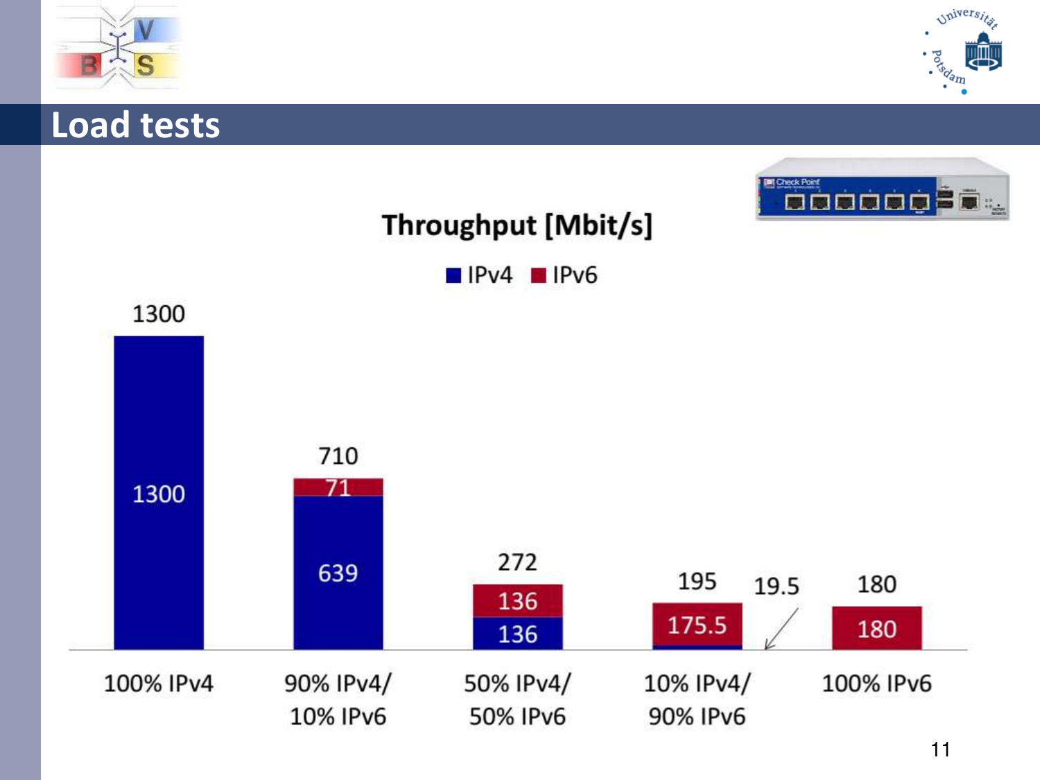# Load tests

**Throughput [Mbit/s]**

| | IPv4 | IPv6 | Total |
|---|---|---|---|
| 100% IPv4 | 1300 | | 1300 |
| 90% IPv4/ 10% IPv6 | 639 | 71 | 710 |
| 50% IPv4/ 50% IPv6 | 136 | 136 | 272 |
| 10% IPv4/ 90% IPv6 | 19.5 | 175.5 | 195 |
| 100% IPv6 | | 180 | 180 |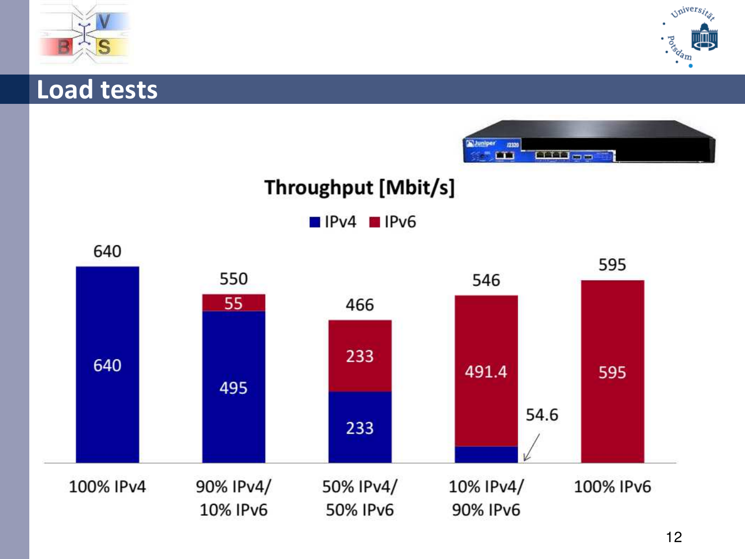# Load tests

**Throughput [Mbit/s]**

| | IPv4 | IPv6 | Total |
| --- | --- | --- | --- |
| 100% IPv4 | 640 | | 640 |
| 90% IPv4/ 10% IPv6 | 495 | 55 | 550 |
| 50% IPv4/ 50% IPv6 | 233 | 233 | 466 |
| 10% IPv4/ 90% IPv6 | 54.6 | 491.4 | 546 |
| 100% IPv6 | | 595 | 595 |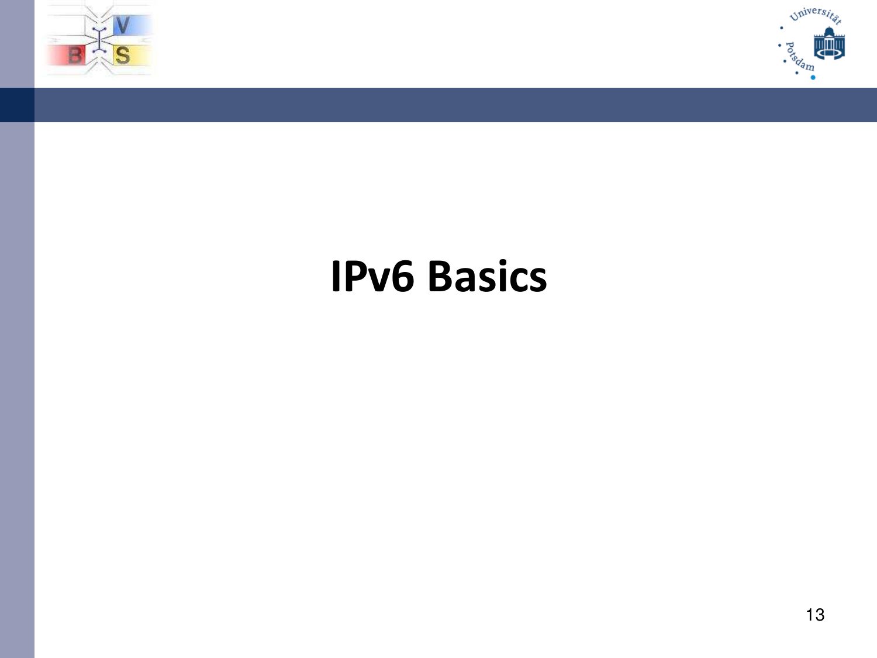# IPv6 Basics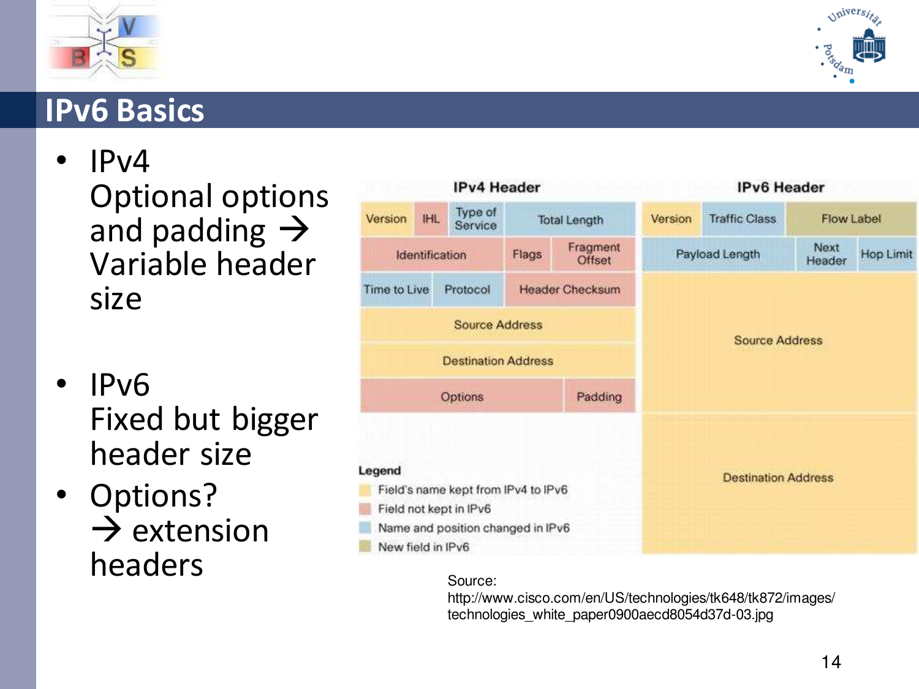# IPv6 Basics

- IPv4
  Optional options and padding → Variable header size
- IPv6
  Fixed but bigger header size
- Options?
  → extension headers

**IPv4 Header**

| Version | IHL | Type of Service | Total Length | |
|---|---|---|---|---|
| Identification | | | Flags | Fragment Offset |
| Time to Live | Protocol | | Header Checksum | |
| Source Address | | | | |
| Destination Address | | | | |
| Options | | | | Padding |

**IPv6 Header**

| Version | Traffic Class | Flow Label | |
|---|---|---|---|
| Payload Length | | Next Header | Hop Limit |
| Source Address | | | |
| Destination Address | | | |

**Legend**

- Field's name kept from IPv4 to IPv6
- Field not kept in IPv6
- Name and position changed in IPv6
- New field in IPv6

Source:
http://www.cisco.com/en/US/technologies/tk648/tk872/images/technologies_white_paper0900aecd8054d37d-03.jpg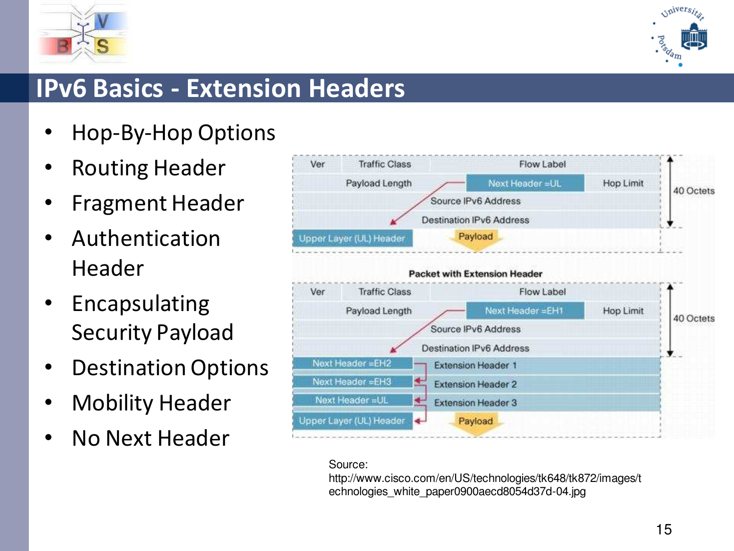# IPv6 Basics - Extension Headers

- Hop-By-Hop Options
- Routing Header
- Fragment Header
- Authentication Header
- Encapsulating Security Payload
- Destination Options
- Mobility Header
- No Next Header

Source: http://www.cisco.com/en/US/technologies/tk648/tk872/images/technologies_white_paper0900aecd8054d37d-04.jpg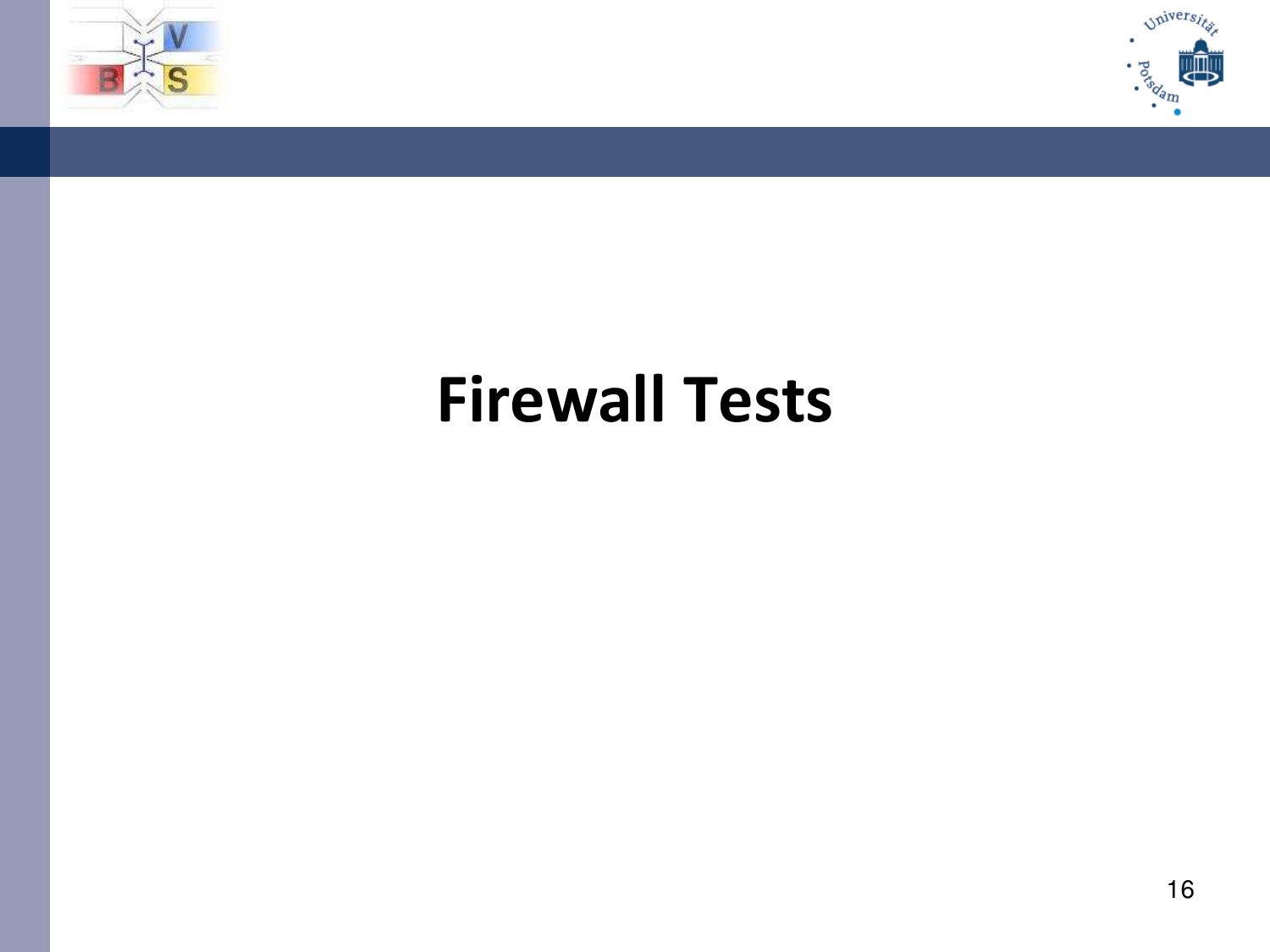# Firewall Tests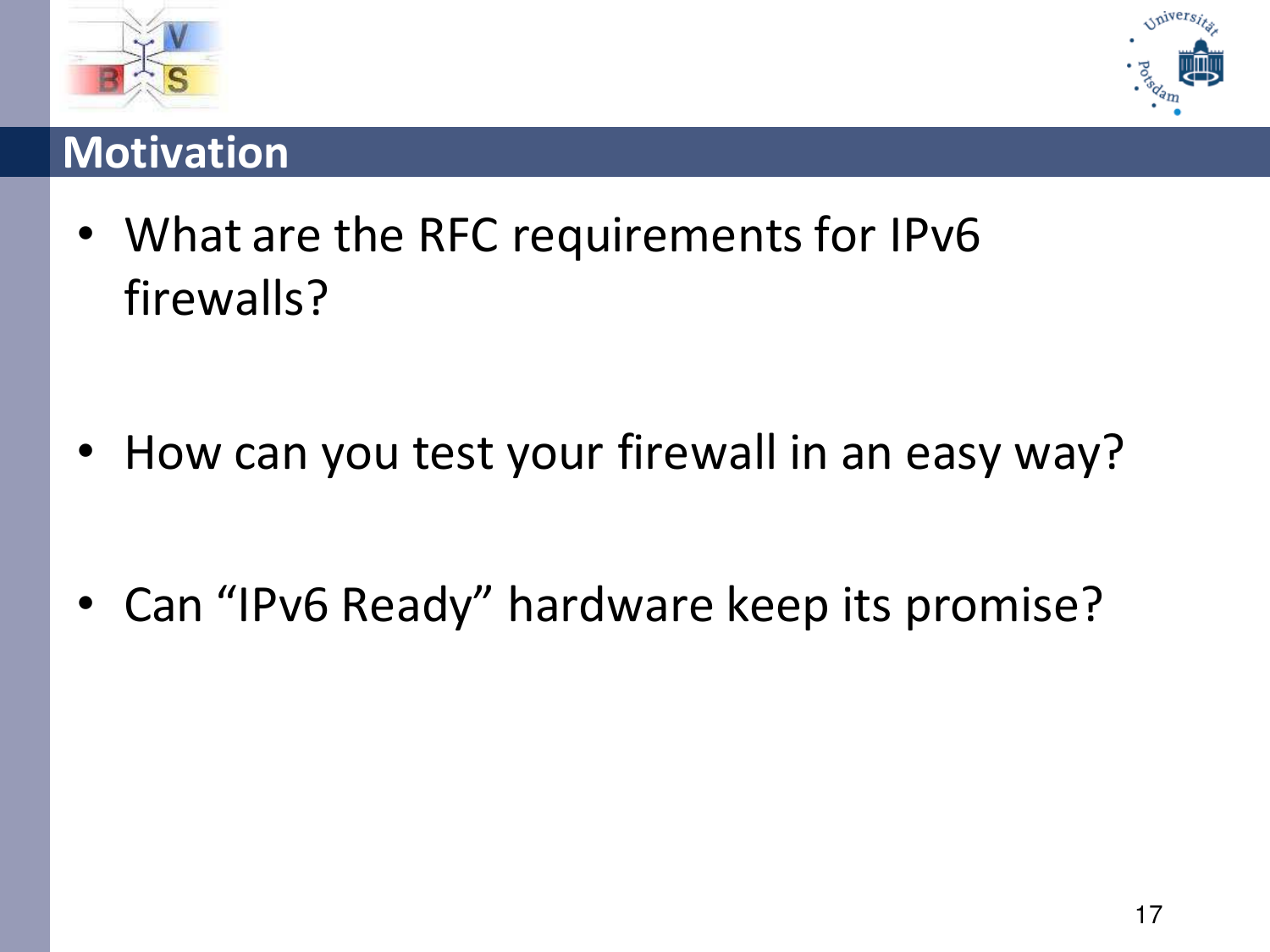# Motivation

- What are the RFC requirements for IPv6 firewalls?
- How can you test your firewall in an easy way?
- Can “IPv6 Ready” hardware keep its promise?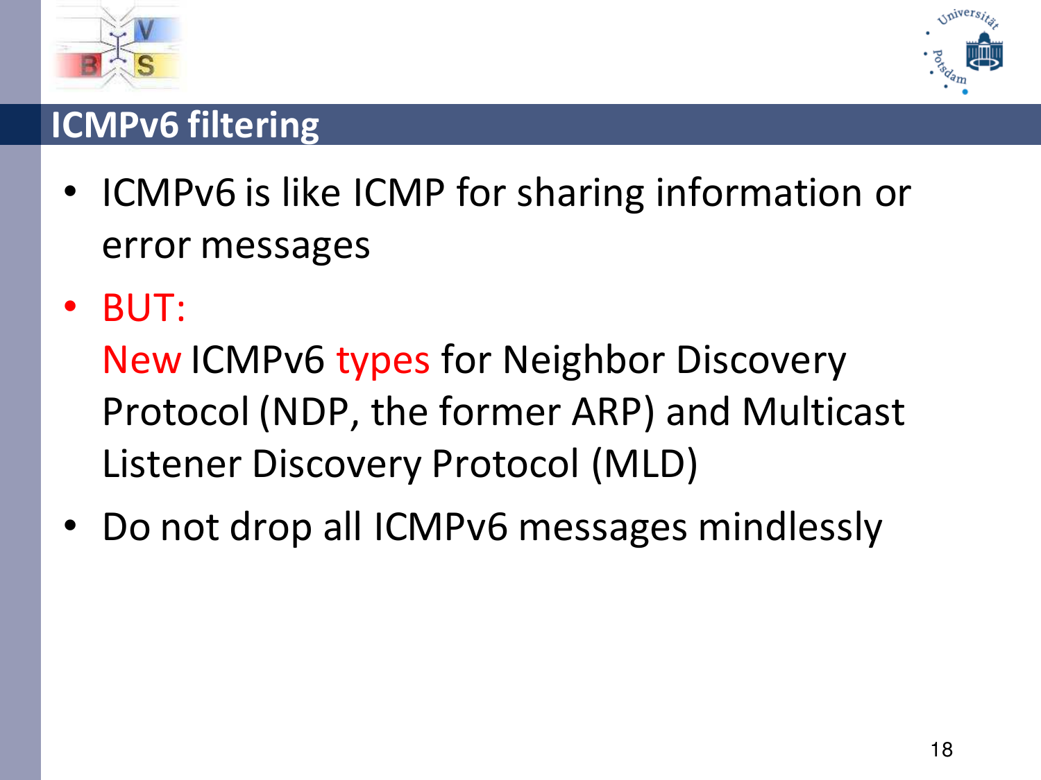# ICMPv6 filtering

- ICMPv6 is like ICMP for sharing information or error messages
- BUT:
  New ICMPv6 types for Neighbor Discovery Protocol (NDP, the former ARP) and Multicast Listener Discovery Protocol (MLD)
- Do not drop all ICMPv6 messages mindlessly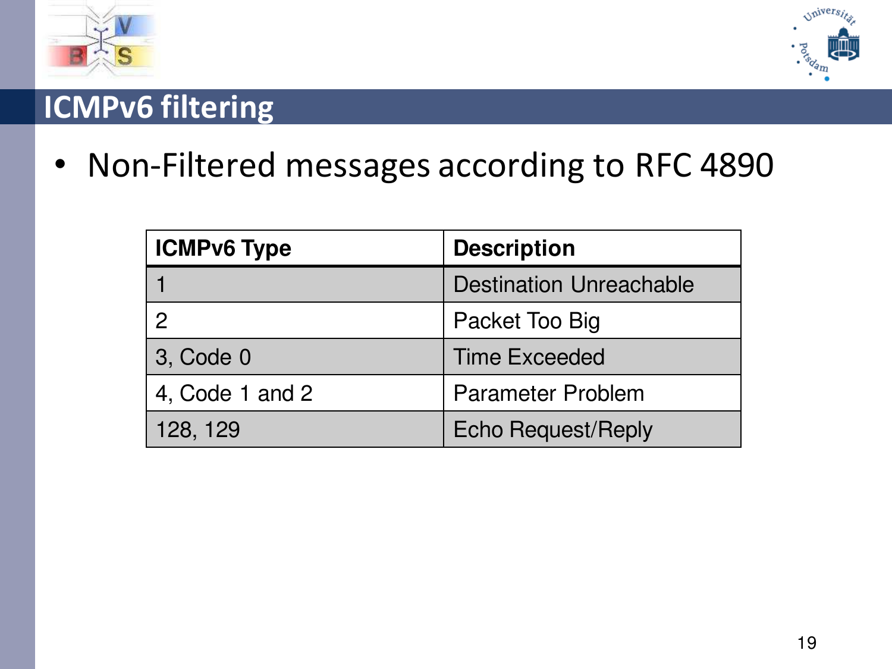# ICMPv6 filtering

- Non-Filtered messages according to RFC 4890

| ICMPv6 Type | Description |
| --- | --- |
| 1 | Destination Unreachable |
| 2 | Packet Too Big |
| 3, Code 0 | Time Exceeded |
| 4, Code 1 and 2 | Parameter Problem |
| 128, 129 | Echo Request/Reply |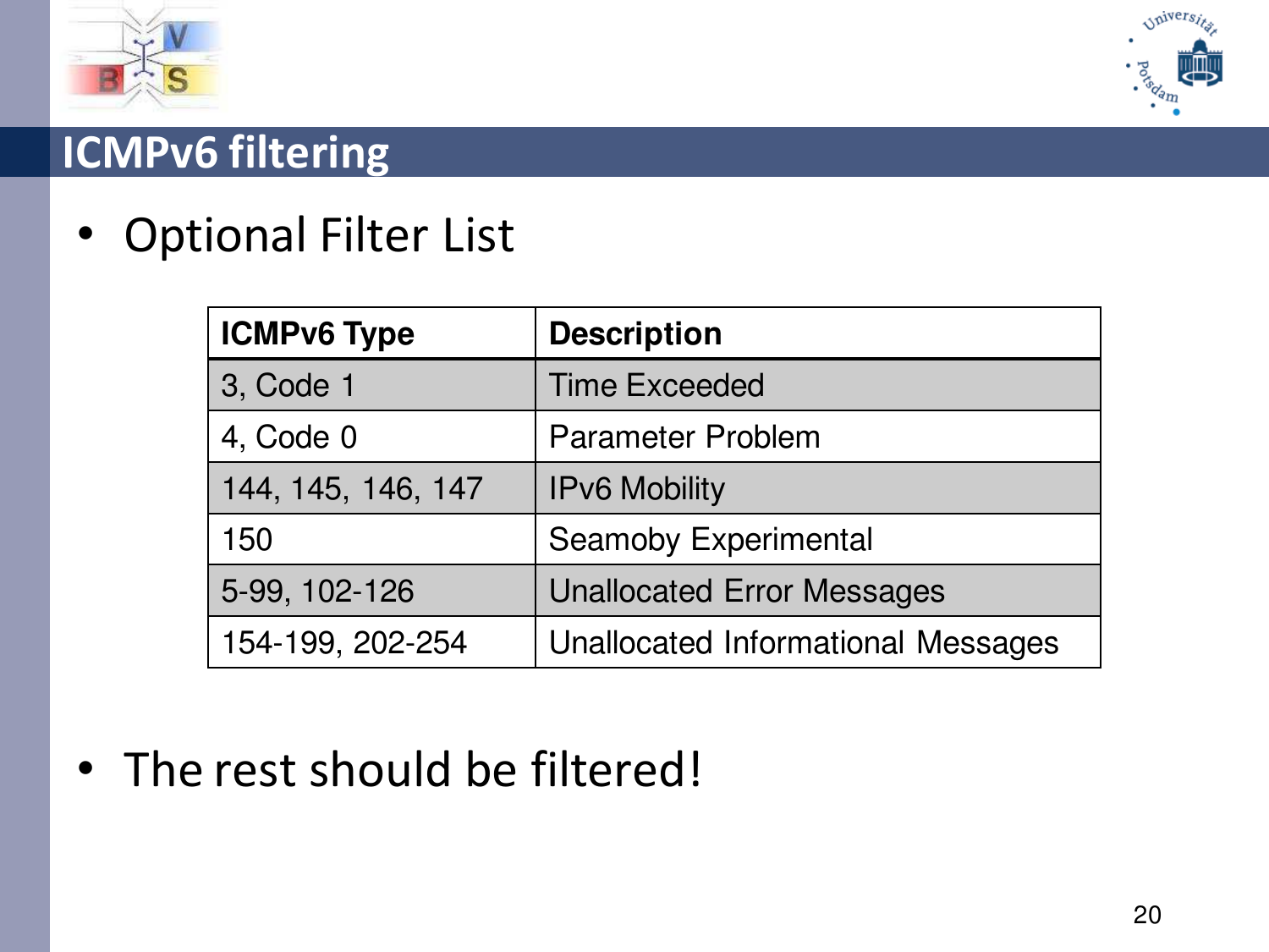# ICMPv6 filtering

- Optional Filter List

| ICMPv6 Type | Description |
| --- | --- |
| 3, Code 1 | Time Exceeded |
| 4, Code 0 | Parameter Problem |
| 144, 145, 146, 147 | IPv6 Mobility |
| 150 | Seamoby Experimental |
| 5-99, 102-126 | Unallocated Error Messages |
| 154-199, 202-254 | Unallocated Informational Messages |

- The rest should be filtered!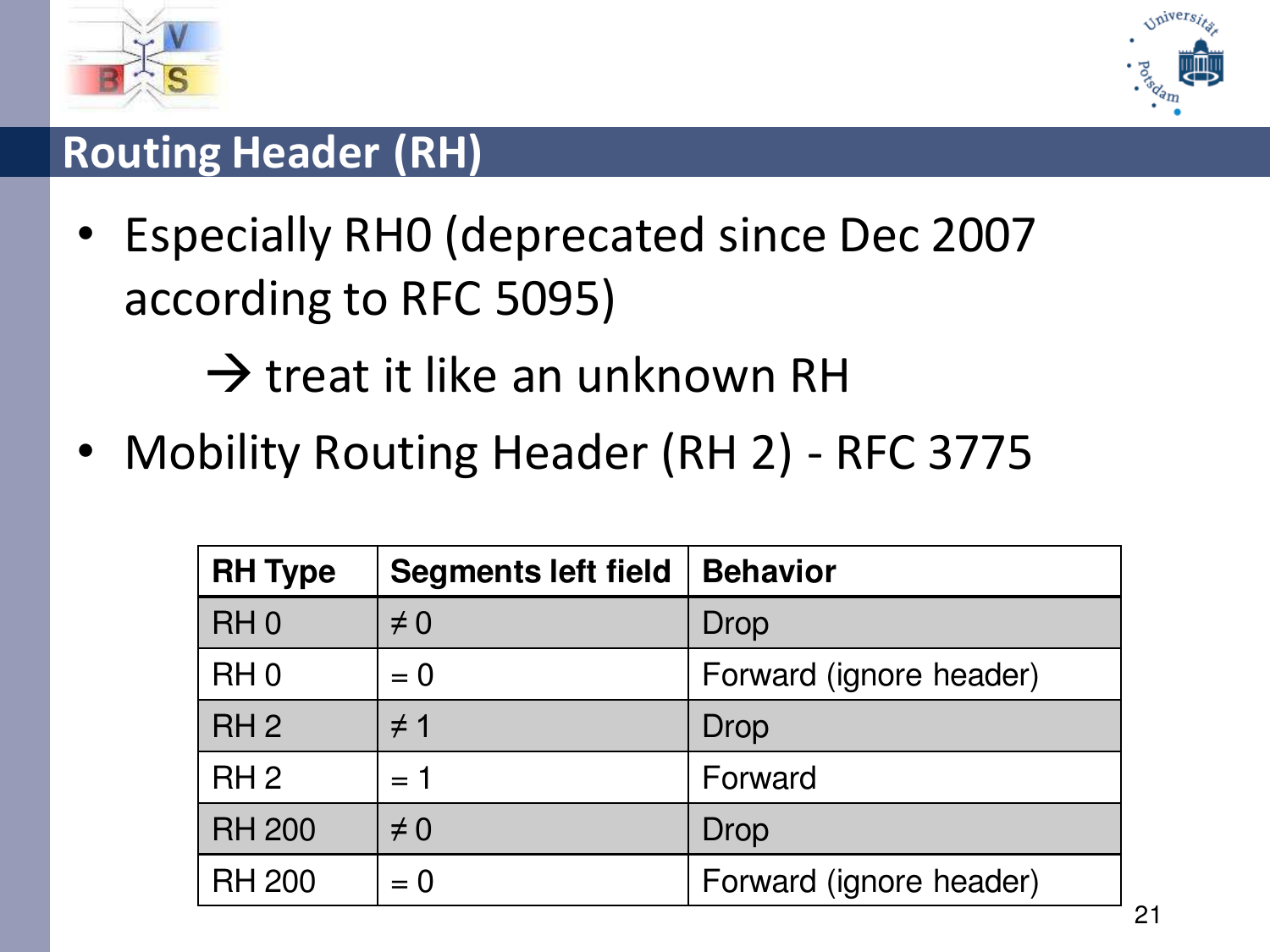## Routing Header (RH)

- Especially RH0 (deprecated since Dec 2007 according to RFC 5095)

  → treat it like an unknown RH

- Mobility Routing Header (RH 2) - RFC 3775

| RH Type | Segments left field | Behavior |
|---|---|---|
| RH 0 | ≠ 0 | Drop |
| RH 0 | = 0 | Forward (ignore header) |
| RH 2 | ≠ 1 | Drop |
| RH 2 | = 1 | Forward |
| RH 200 | ≠ 0 | Drop |
| RH 200 | = 0 | Forward (ignore header) |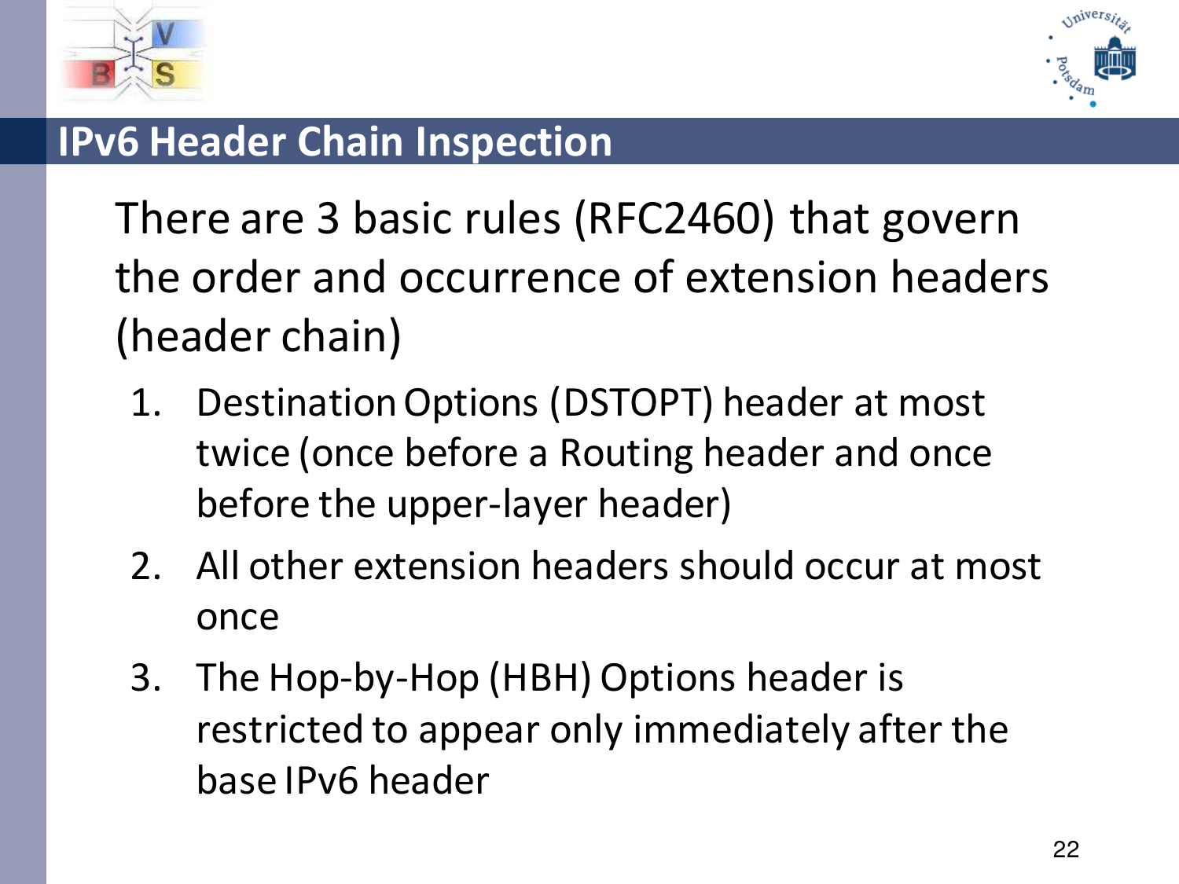## IPv6 Header Chain Inspection

There are 3 basic rules (RFC2460) that govern the order and occurrence of extension headers (header chain)

1. Destination Options (DSTOPT) header at most twice (once before a Routing header and once before the upper-layer header)
2. All other extension headers should occur at most once
3. The Hop-by-Hop (HBH) Options header is restricted to appear only immediately after the base IPv6 header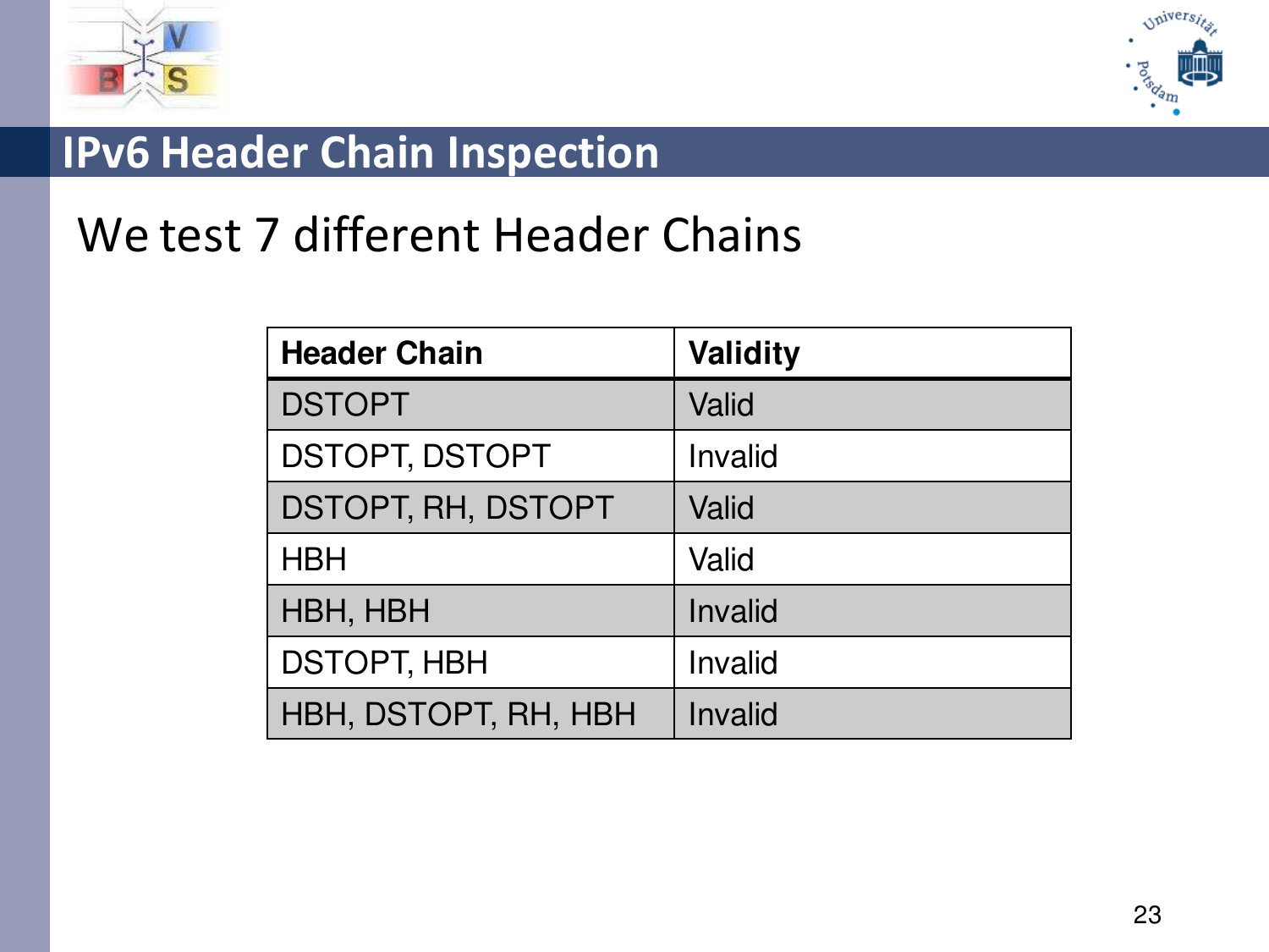# IPv6 Header Chain Inspection

## We test 7 different Header Chains

| Header Chain | Validity |
|---|---|
| DSTOPT | Valid |
| DSTOPT, DSTOPT | Invalid |
| DSTOPT, RH, DSTOPT | Valid |
| HBH | Valid |
| HBH, HBH | Invalid |
| DSTOPT, HBH | Invalid |
| HBH, DSTOPT, RH, HBH | Invalid |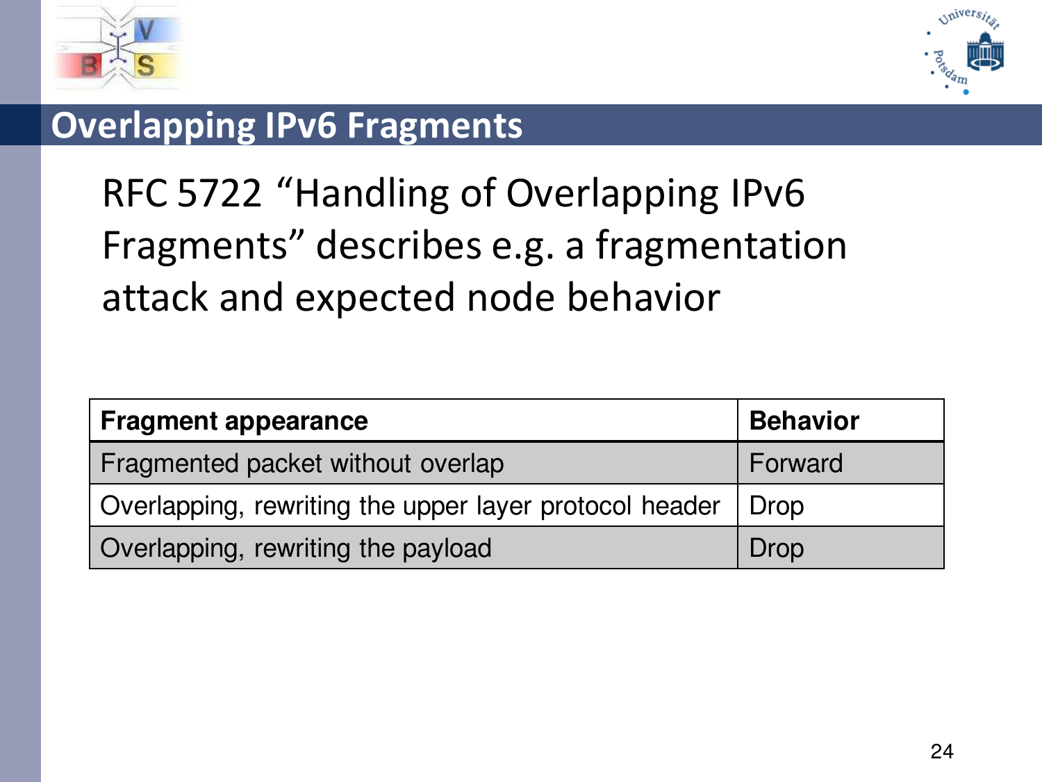# Overlapping IPv6 Fragments

RFC 5722 “Handling of Overlapping IPv6 Fragments” describes e.g. a fragmentation attack and expected node behavior

| Fragment appearance | Behavior |
| --- | --- |
| Fragmented packet without overlap | Forward |
| Overlapping, rewriting the upper layer protocol header | Drop |
| Overlapping, rewriting the payload | Drop |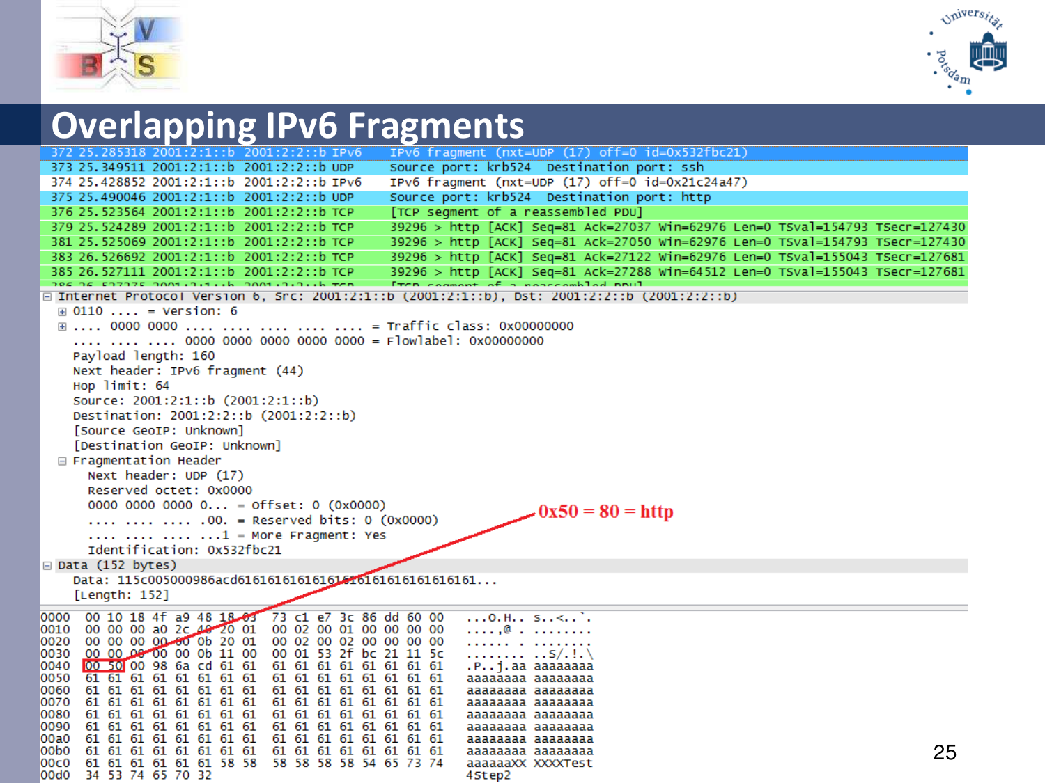# Overlapping IPv6 Fragments

```
372 25.285318 2001:2:1::b 2001:2:2::b IPv6   IPv6 fragment (nxt=UDP (17) off=0 id=0x532fbc21)
373 25.349511 2001:2:1::b 2001:2:2::b UDP    Source port: krb524  Destination port: ssh
374 25.428852 2001:2:1::b 2001:2:2::b IPv6   IPv6 fragment (nxt=UDP (17) off=0 id=0x21c24a47)
375 25.490046 2001:2:1::b 2001:2:2::b UDP    Source port: krb524  Destination port: http
376 25.523564 2001:2:1::b 2001:2:2::b TCP    [TCP segment of a reassembled PDU]
379 25.524289 2001:2:1::b 2001:2:2::b TCP    39296 > http [ACK] Seq=81 Ack=27037 Win=62976 Len=0 TSval=154793 TSecr=127430
381 25.525069 2001:2:1::b 2001:2:2::b TCP    39296 > http [ACK] Seq=81 Ack=27050 Win=62976 Len=0 TSval=154793 TSecr=127430
383 26.526692 2001:2:1::b 2001:2:2::b TCP    39296 > http [ACK] Seq=81 Ack=27122 Win=62976 Len=0 TSval=155043 TSecr=127681
385 26.527111 2001:2:1::b 2001:2:2::b TCP    39296 > http [ACK] Seq=81 Ack=27288 Win=64512 Len=0 TSval=155043 TSecr=127681
386 26.527775 2001:2:1::b 2001:2:2::b TCP    [TCP segment of a reassembled PDU]

Internet Protocol Version 6, Src: 2001:2:1::b (2001:2:1::b), Dst: 2001:2:2::b (2001:2:2::b)
  0110 .... = Version: 6
  .... 0000 0000 .... .... .... .... .... = Traffic class: 0x00000000
  .... .... .... 0000 0000 0000 0000 0000 = Flowlabel: 0x00000000
  Payload length: 160
  Next header: IPv6 fragment (44)
  Hop limit: 64
  Source: 2001:2:1::b (2001:2:1::b)
  Destination: 2001:2:2::b (2001:2:2::b)
  [Source GeoIP: Unknown]
  [Destination GeoIP: Unknown]
  Fragmentation Header
    Next header: UDP (17)
    Reserved octet: 0x0000
    0000 0000 0000 0... = Offset: 0 (0x0000)
    .... .... .... .00. = Reserved bits: 0 (0x0000)
    .... .... .... ...1 = More Fragment: Yes
    Identification: 0x532fbc21
Data (152 bytes)
  Data: 115c005000986acd61616161616161616161616161616161...
  [Length: 152]

0000  00 10 18 4f a9 48 18 03  73 c1 e7 3c 86 dd 60 00   ...O.H.. s..<..`.
0010  00 00 00 a0 2c 40 20 01  00 02 00 01 00 00 00 00   ....,@ . ........
0020  00 00 00 00 00 0b 20 01  00 02 00 02 00 00 00 00   ...... . ........
0030  00 00 00 00 00 0b 11 00  00 01 53 2f bc 21 11 5c   ........ ..S/.!.\
0040  00 50 00 98 6a cd 61 61  61 61 61 61 61 61 61 61   .P..j.aa aaaaaaaa
0050  61 61 61 61 61 61 61 61  61 61 61 61 61 61 61 61   aaaaaaaa aaaaaaaa
0060  61 61 61 61 61 61 61 61  61 61 61 61 61 61 61 61   aaaaaaaa aaaaaaaa
0070  61 61 61 61 61 61 61 61  61 61 61 61 61 61 61 61   aaaaaaaa aaaaaaaa
0080  61 61 61 61 61 61 61 61  61 61 61 61 61 61 61 61   aaaaaaaa aaaaaaaa
0090  61 61 61 61 61 61 61 61  61 61 61 61 61 61 61 61   aaaaaaaa aaaaaaaa
00a0  61 61 61 61 61 61 61 61  61 61 61 61 61 61 61 61   aaaaaaaa aaaaaaaa
00b0  61 61 61 61 61 61 61 61  61 61 61 61 61 61 61 61   aaaaaaaa aaaaaaaa
00c0  61 61 61 61 61 61 58 58  58 58 58 58 54 65 73 74   aaaaaaXX XXXXTest
00d0  34 53 74 65 70 32                                  4Step2
```

0x50 = 80 = http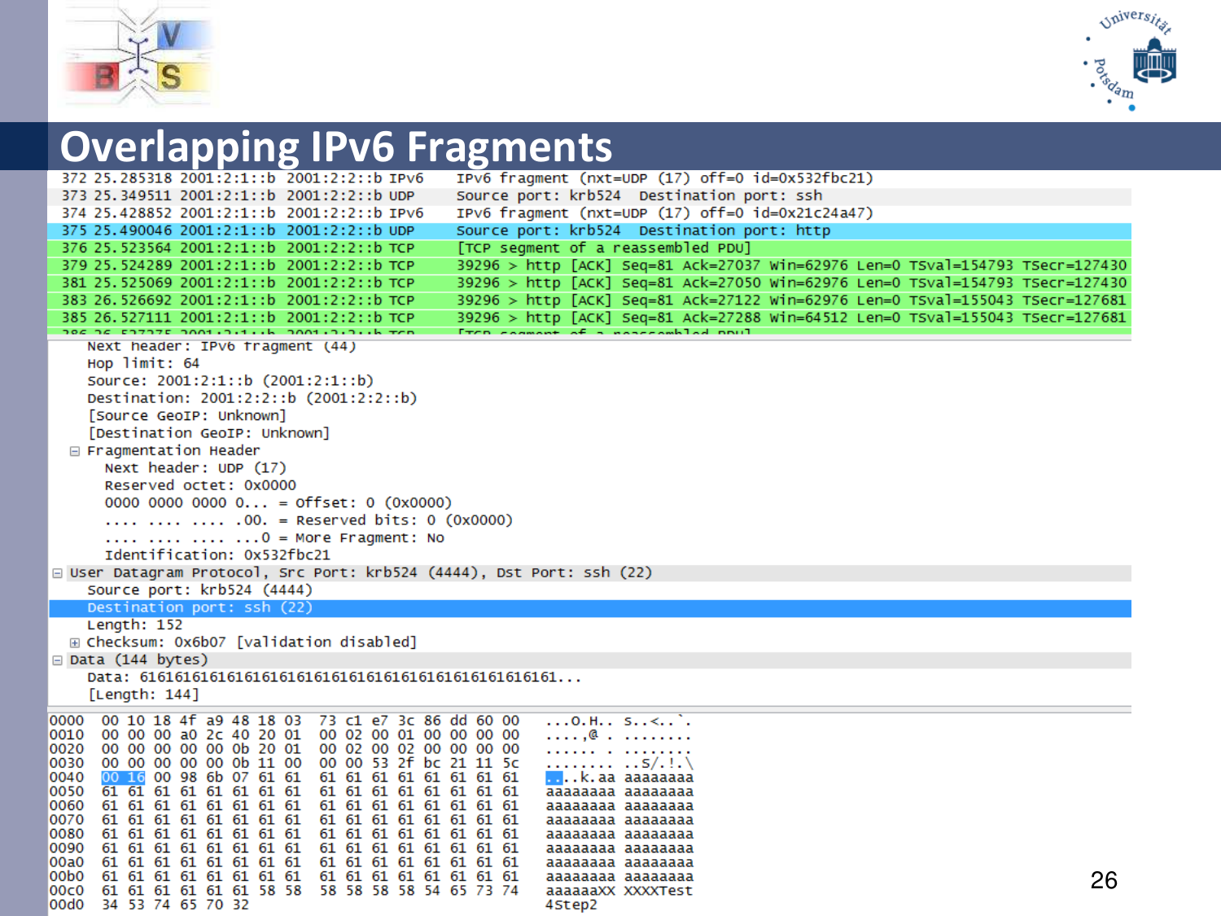# Overlapping IPv6 Fragments

```
372 25.285318 2001:2:1::b 2001:2:2::b IPv6   IPv6 fragment (nxt=UDP (17) off=0 id=0x532fbc21)
373 25.349511 2001:2:1::b 2001:2:2::b UDP    Source port: krb524  Destination port: ssh
374 25.428852 2001:2:1::b 2001:2:2::b IPv6   IPv6 fragment (nxt=UDP (17) off=0 id=0x21c24a47)
375 25.490046 2001:2:1::b 2001:2:2::b UDP    Source port: krb524  Destination port: http
376 25.523564 2001:2:1::b 2001:2:2::b TCP    [TCP segment of a reassembled PDU]
379 25.524289 2001:2:1::b 2001:2:2::b TCP    39296 > http [ACK] Seq=81 Ack=27037 Win=62976 Len=0 TSval=154793 TSecr=127430
381 25.525069 2001:2:1::b 2001:2:2::b TCP    39296 > http [ACK] Seq=81 Ack=27050 Win=62976 Len=0 TSval=154793 TSecr=127430
383 26.526692 2001:2:1::b 2001:2:2::b TCP    39296 > http [ACK] Seq=81 Ack=27122 Win=62976 Len=0 TSval=155043 TSecr=127681
385 26.527111 2001:2:1::b 2001:2:2::b TCP    39296 > http [ACK] Seq=81 Ack=27288 Win=64512 Len=0 TSval=155043 TSecr=127681
```

```
    Next header: IPv6 fragment (44)
    Hop limit: 64
    Source: 2001:2:1::b (2001:2:1::b)
    Destination: 2001:2:2::b (2001:2:2::b)
    [Source GeoIP: Unknown]
    [Destination GeoIP: Unknown]
  ⊟ Fragmentation Header
      Next header: UDP (17)
      Reserved octet: 0x0000
      0000 0000 0000 0... = Offset: 0 (0x0000)
      .... .... .... .00. = Reserved bits: 0 (0x0000)
      .... .... .... ...0 = More Fragment: No
      Identification: 0x532fbc21
⊟ User Datagram Protocol, Src Port: krb524 (4444), Dst Port: ssh (22)
    Source port: krb524 (4444)
    Destination port: ssh (22)
    Length: 152
  ⊞ Checksum: 0x6b07 [validation disabled]
⊟ Data (144 bytes)
    Data: 616161616161616161616161616161616161616161616161...
    [Length: 144]
```

```
0000  00 10 18 4f a9 48 18 03  73 c1 e7 3c 86 dd 60 00   ...O.H.. s..<..`.
0010  00 00 00 a0 2c 40 20 01  00 02 00 01 00 00 00 00   ....,@ . ........
0020  00 00 00 00 00 0b 20 01  00 02 00 02 00 00 00 00   ...... . ........
0030  00 00 00 00 00 0b 11 00  00 00 53 2f bc 21 11 5c   ........ ..S/.!.\
0040  00 16 00 98 6b 07 61 61  61 61 61 61 61 61 61 61   ....k.aa aaaaaaaa
0050  61 61 61 61 61 61 61 61  61 61 61 61 61 61 61 61   aaaaaaaa aaaaaaaa
0060  61 61 61 61 61 61 61 61  61 61 61 61 61 61 61 61   aaaaaaaa aaaaaaaa
0070  61 61 61 61 61 61 61 61  61 61 61 61 61 61 61 61   aaaaaaaa aaaaaaaa
0080  61 61 61 61 61 61 61 61  61 61 61 61 61 61 61 61   aaaaaaaa aaaaaaaa
0090  61 61 61 61 61 61 61 61  61 61 61 61 61 61 61 61   aaaaaaaa aaaaaaaa
00a0  61 61 61 61 61 61 61 61  61 61 61 61 61 61 61 61   aaaaaaaa aaaaaaaa
00b0  61 61 61 61 61 61 61 61  61 61 61 61 61 61 61 61   aaaaaaaa aaaaaaaa
00c0  61 61 61 61 61 61 58 58  58 58 58 58 54 65 73 74   aaaaaaXX XXXXTest
00d0  34 53 74 65 70 32                                  4Step2
```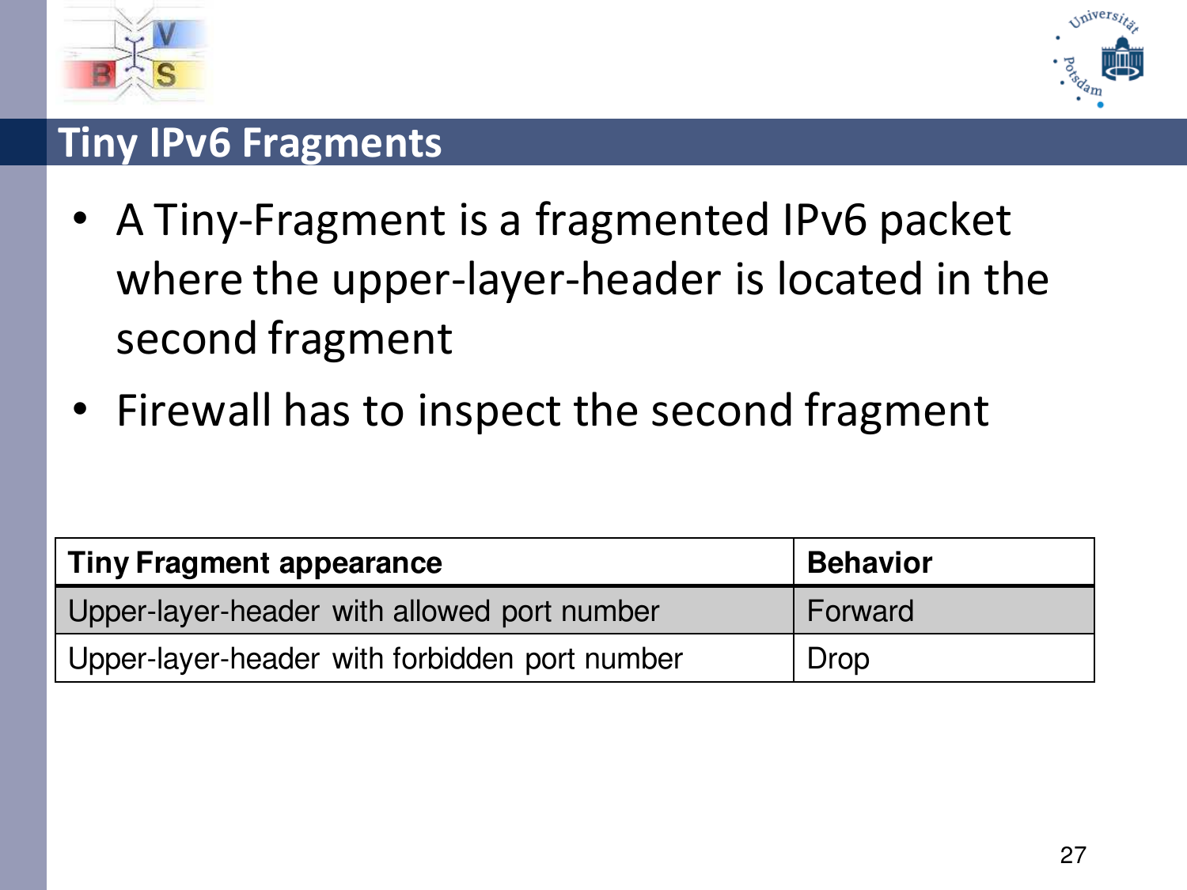# Tiny IPv6 Fragments

- A Tiny-Fragment is a fragmented IPv6 packet where the upper-layer-header is located in the second fragment
- Firewall has to inspect the second fragment

| Tiny Fragment appearance | Behavior |
| --- | --- |
| Upper-layer-header with allowed port number | Forward |
| Upper-layer-header with forbidden port number | Drop |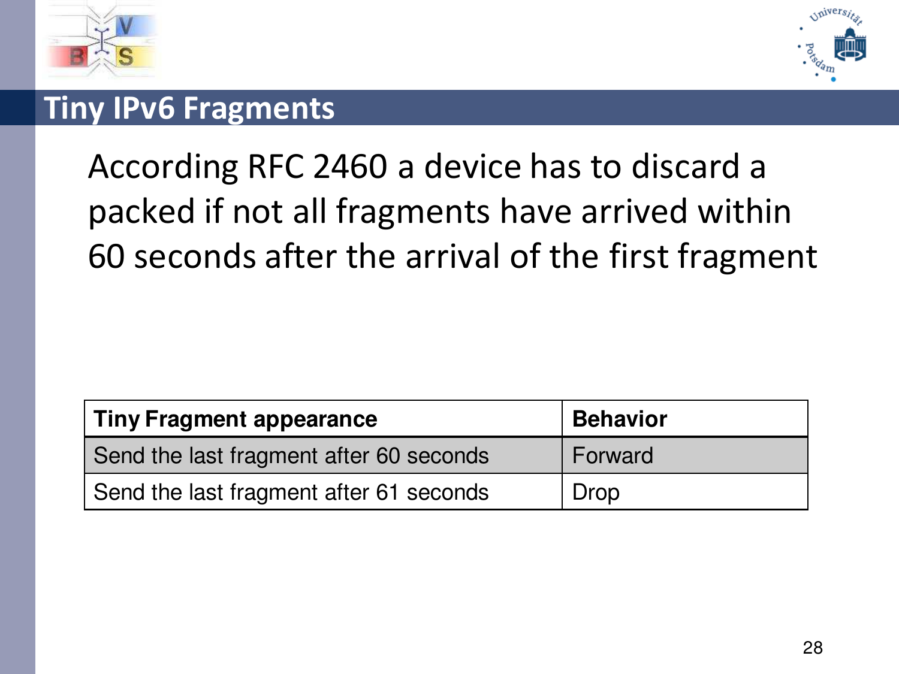# Tiny IPv6 Fragments

According RFC 2460 a device has to discard a packed if not all fragments have arrived within 60 seconds after the arrival of the first fragment

| Tiny Fragment appearance | Behavior |
|---|---|
| Send the last fragment after 60 seconds | Forward |
| Send the last fragment after 61 seconds | Drop |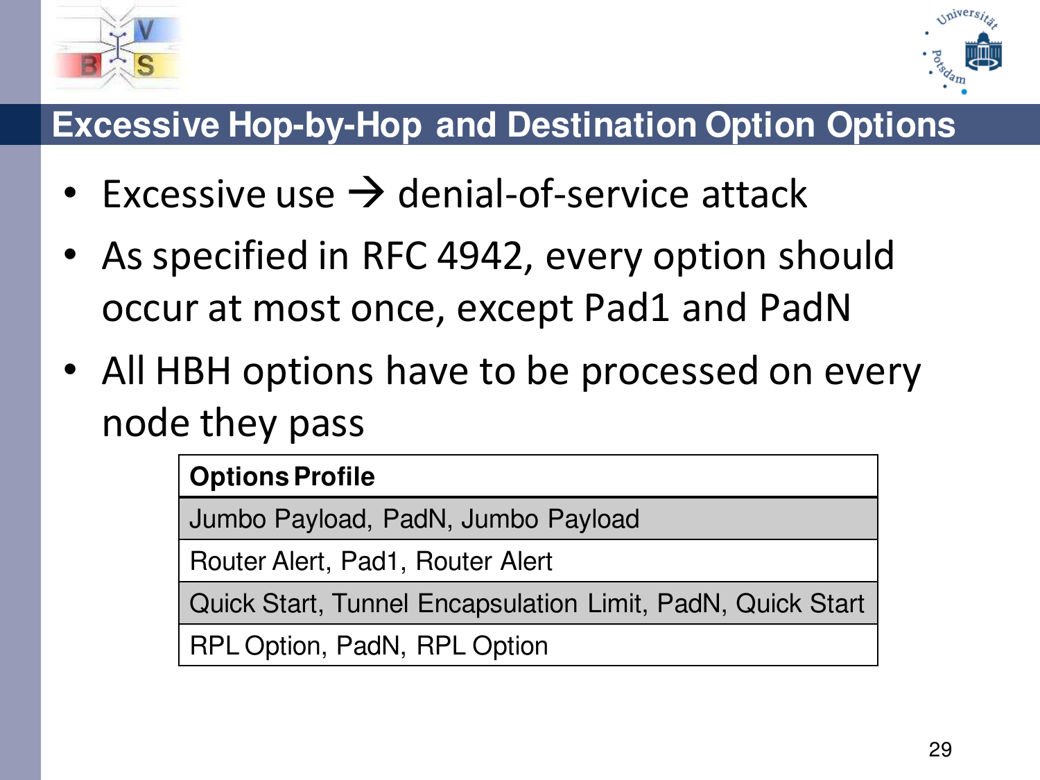# Excessive Hop-by-Hop and Destination Option Options

- Excessive use → denial-of-service attack
- As specified in RFC 4942, every option should occur at most once, except Pad1 and PadN
- All HBH options have to be processed on every node they pass

| Options Profile |
| --- |
| Jumbo Payload, PadN, Jumbo Payload |
| Router Alert, Pad1, Router Alert |
| Quick Start, Tunnel Encapsulation Limit, PadN, Quick Start |
| RPL Option, PadN, RPL Option |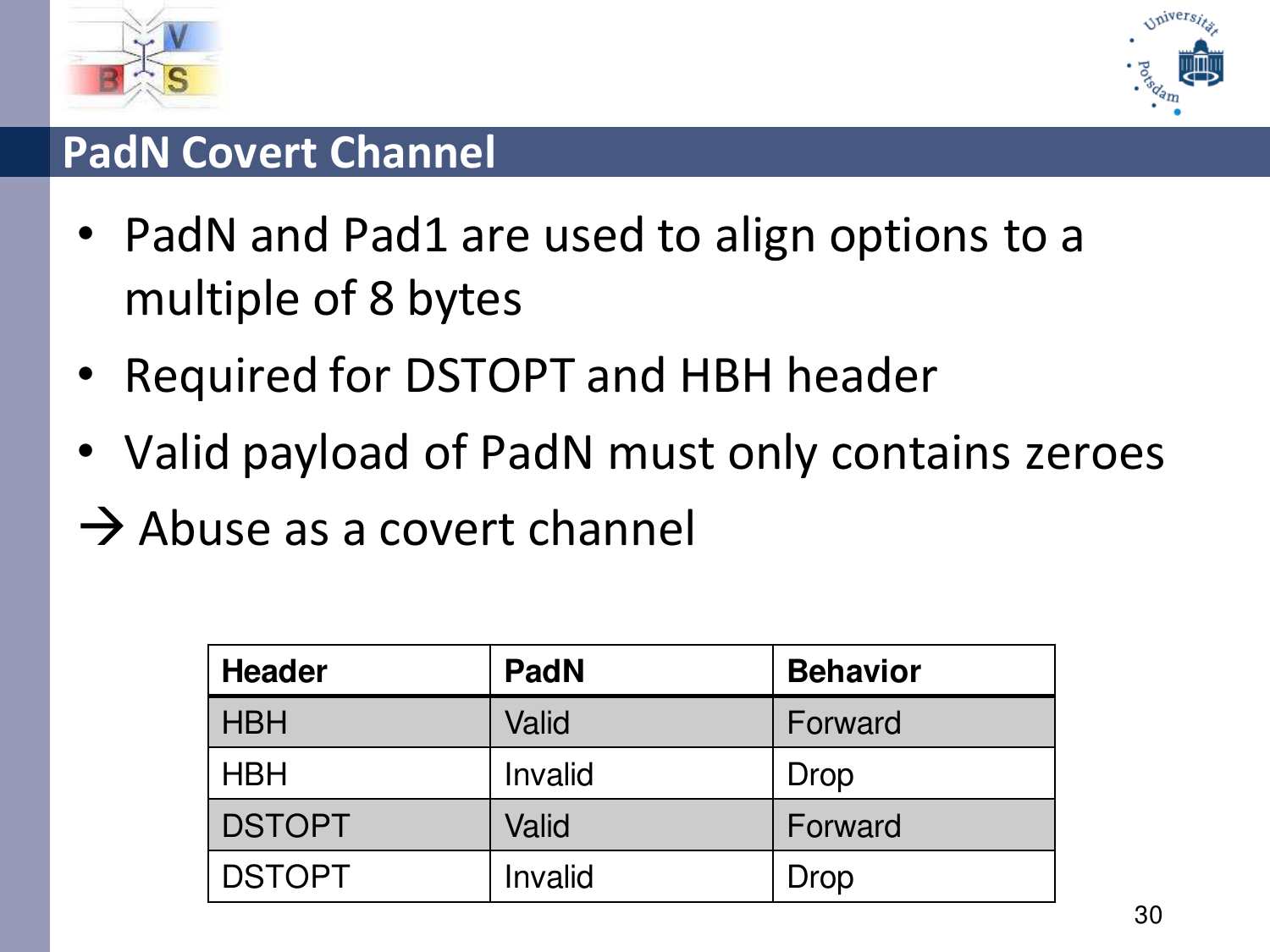# PadN Covert Channel

- PadN and Pad1 are used to align options to a multiple of 8 bytes
- Required for DSTOPT and HBH header
- Valid payload of PadN must only contains zeroes

→ Abuse as a covert channel

| Header | PadN | Behavior |
|---|---|---|
| HBH | Valid | Forward |
| HBH | Invalid | Drop |
| DSTOPT | Valid | Forward |
| DSTOPT | Invalid | Drop |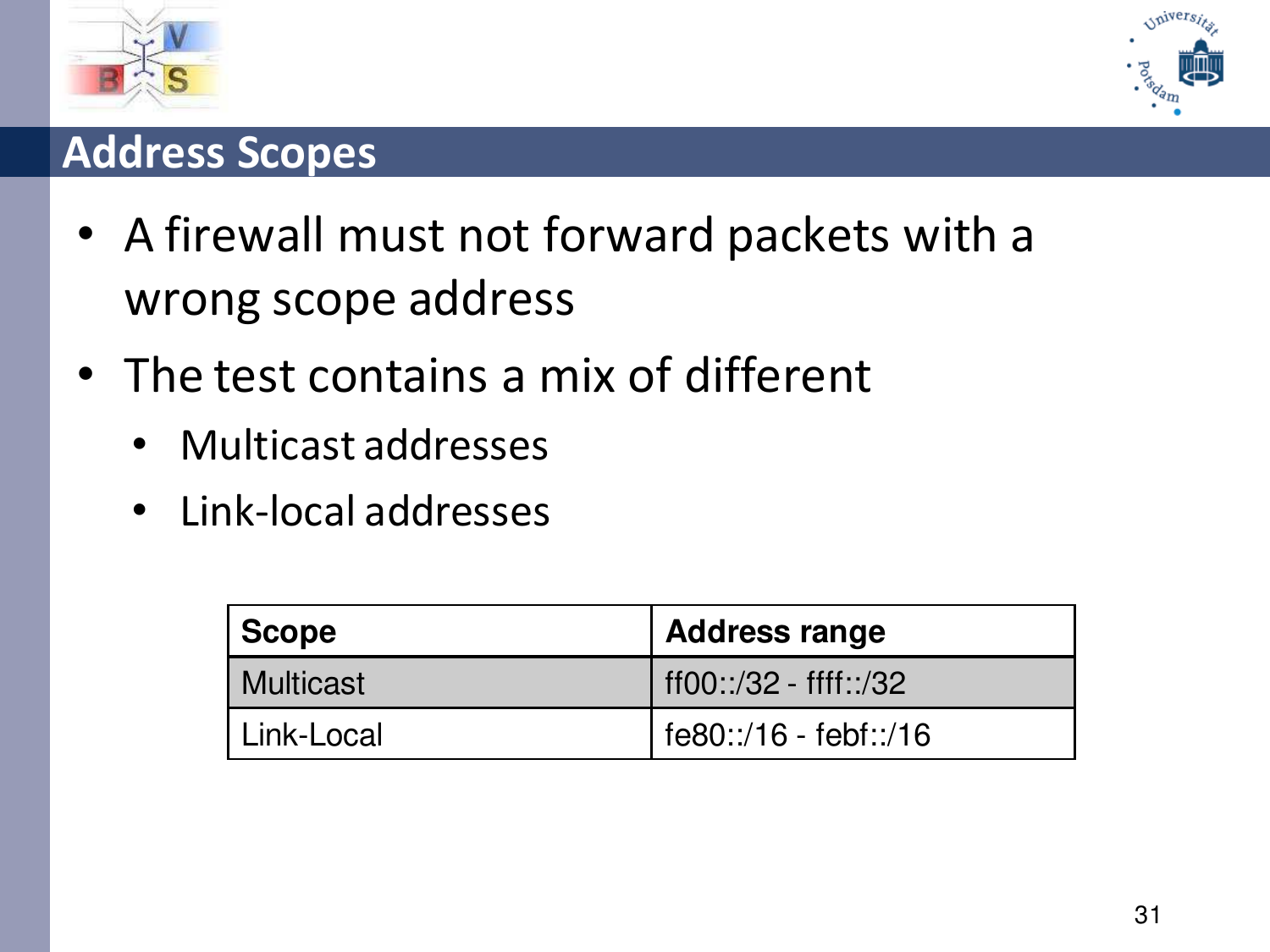## Address Scopes

- A firewall must not forward packets with a wrong scope address
- The test contains a mix of different
  - Multicast addresses
  - Link-local addresses

| Scope | Address range |
|---|---|
| Multicast | ff00::/32 - ffff::/32 |
| Link-Local | fe80::/16 - febf::/16 |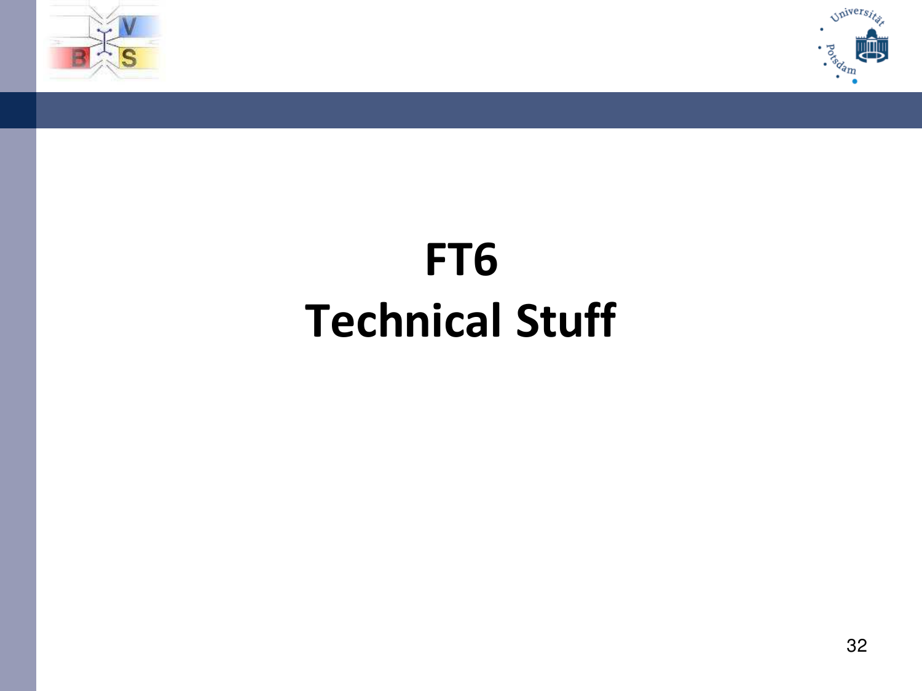# FT6
# Technical Stuff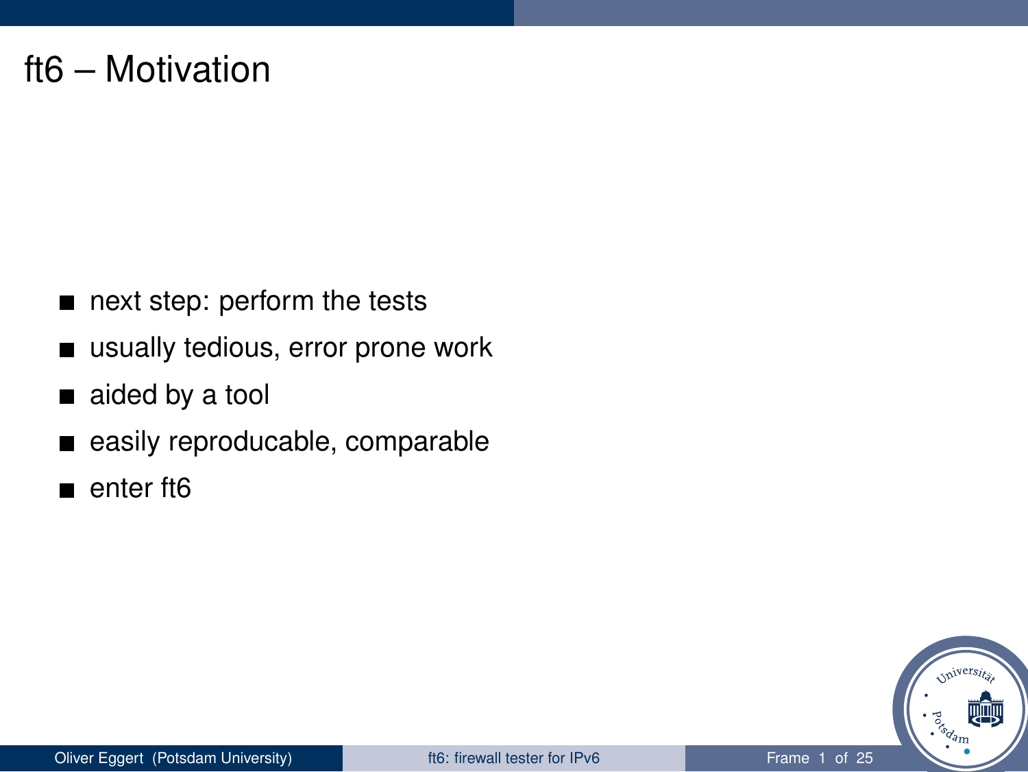# ft6 – Motivation

- next step: perform the tests
- usually tedious, error prone work
- aided by a tool
- easily reproducable, comparable
- enter ft6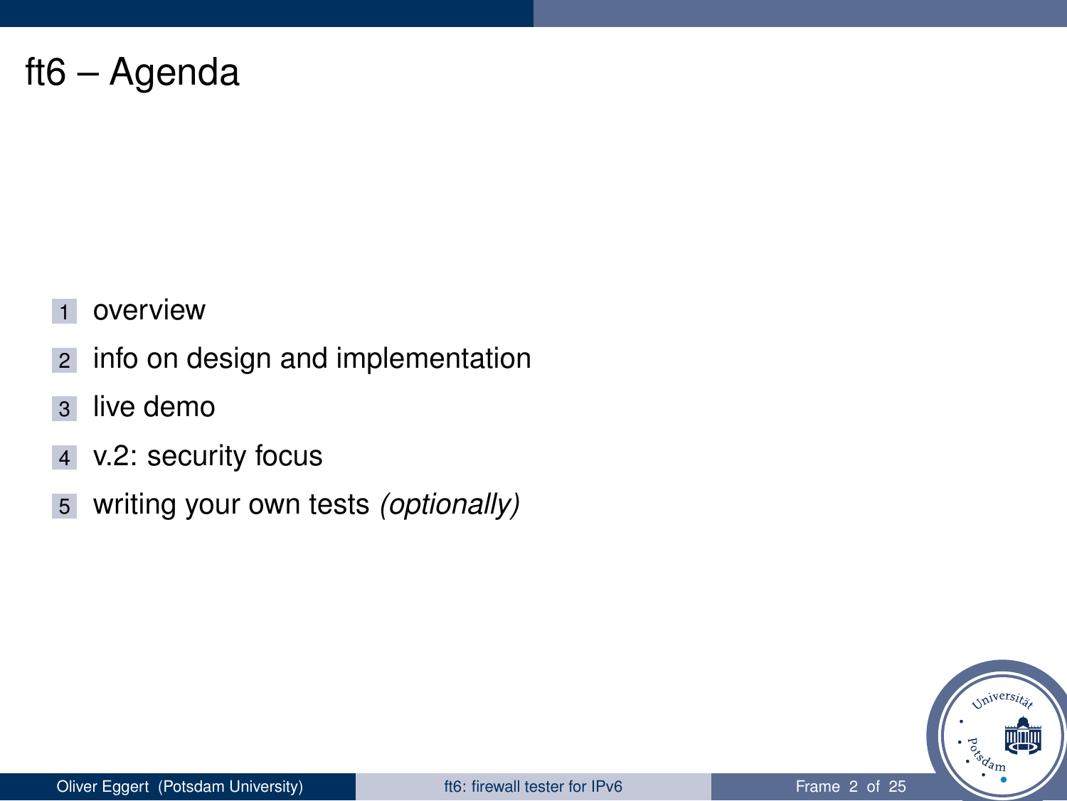# ft6 – Agenda

1. overview
2. info on design and implementation
3. live demo
4. v.2: security focus
5. writing your own tests *(optionally)*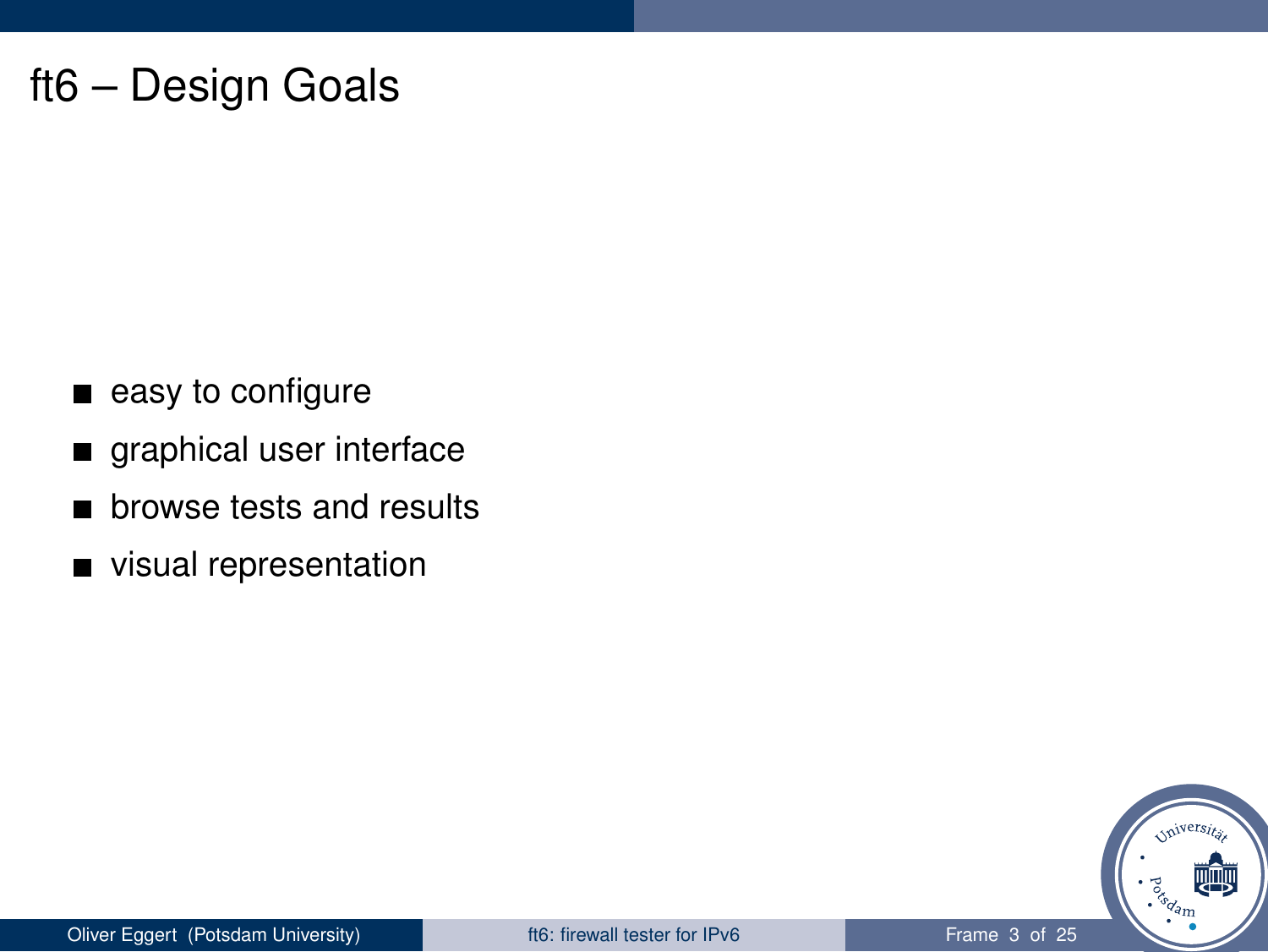# ft6 – Design Goals

- easy to configure
- graphical user interface
- browse tests and results
- visual representation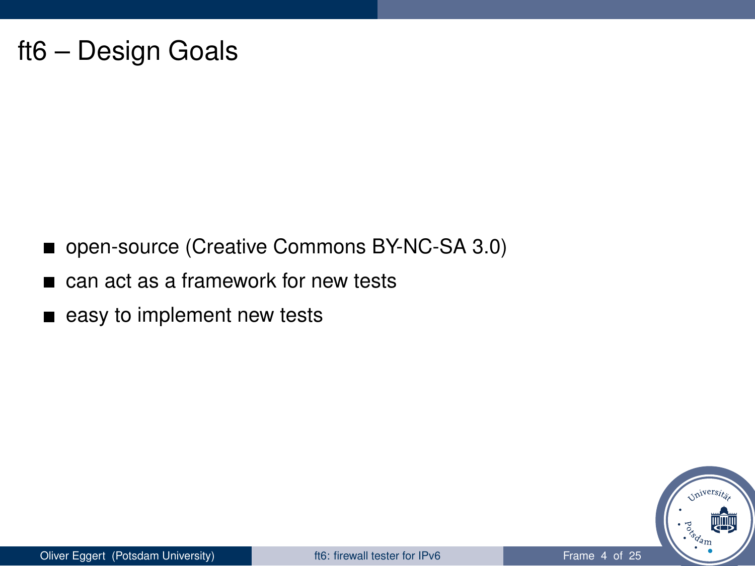# ft6 – Design Goals

- open-source (Creative Commons BY-NC-SA 3.0)
- can act as a framework for new tests
- easy to implement new tests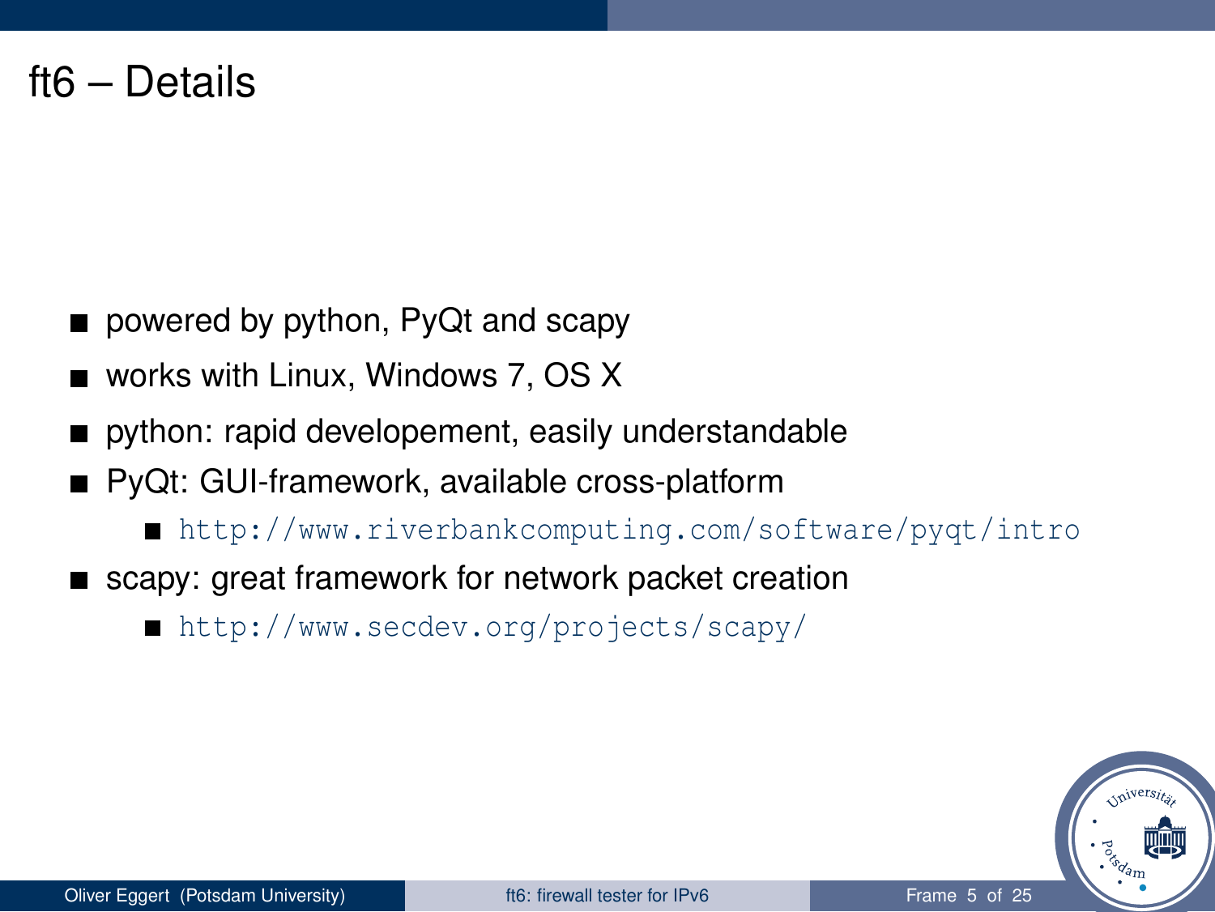# ft6 – Details

- powered by python, PyQt and scapy
- works with Linux, Windows 7, OS X
- python: rapid developement, easily understandable
- PyQt: GUI-framework, available cross-platform
  - http://www.riverbankcomputing.com/software/pyqt/intro
- scapy: great framework for network packet creation
  - http://www.secdev.org/projects/scapy/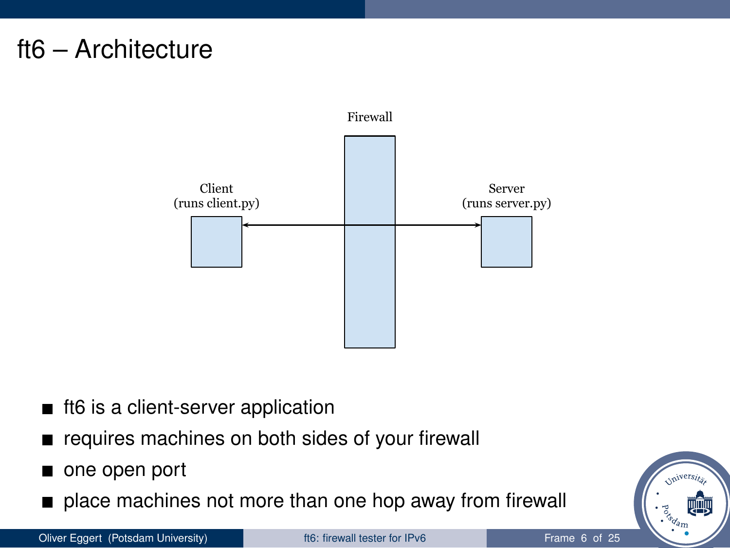# ft6 – Architecture

Firewall

Client
(runs client.py)

Server
(runs server.py)

- ft6 is a client-server application
- requires machines on both sides of your firewall
- one open port
- place machines not more than one hop away from firewall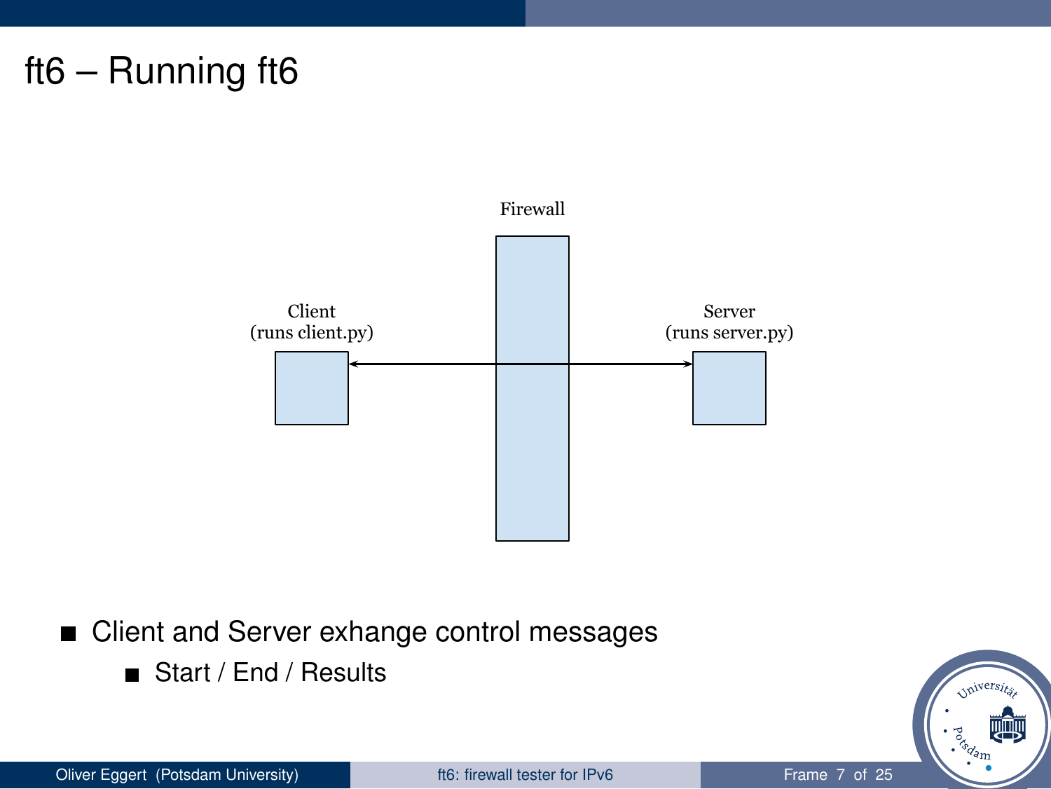# ft6 – Running ft6

Firewall

Client
(runs client.py)

Server
(runs server.py)

- Client and Server exhange control messages
  - Start / End / Results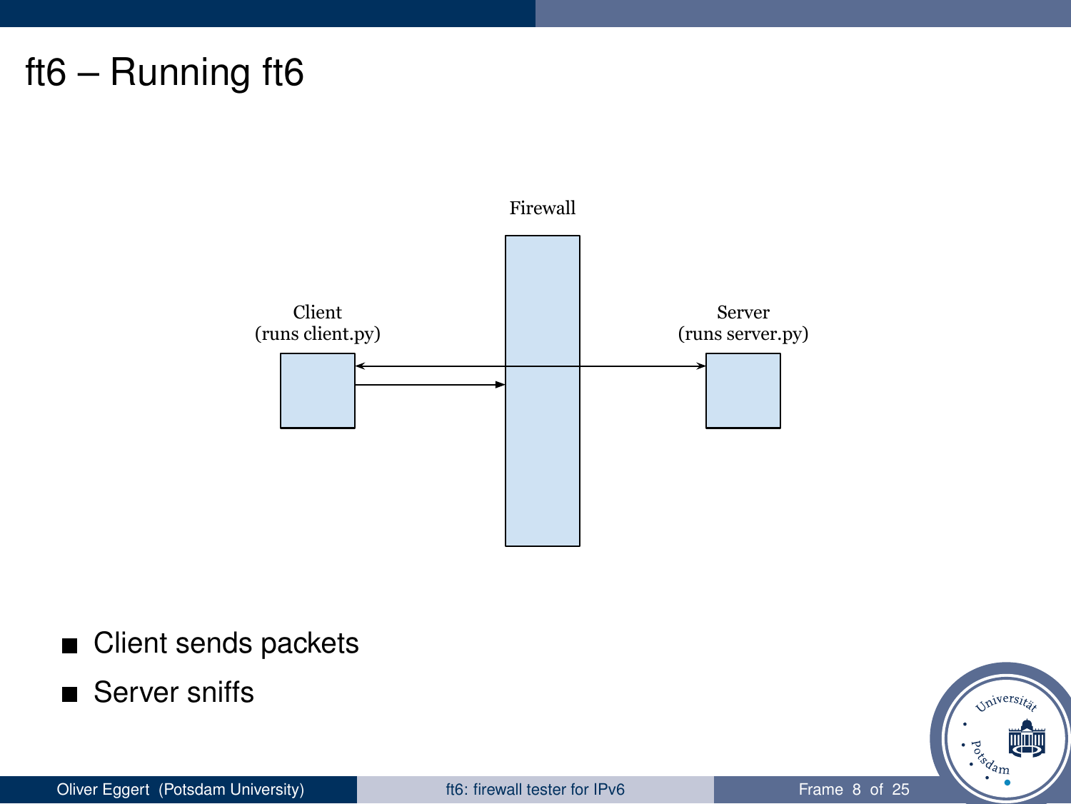# ft6 – Running ft6

Firewall

Client
(runs client.py)

Server
(runs server.py)

- Client sends packets
- Server sniffs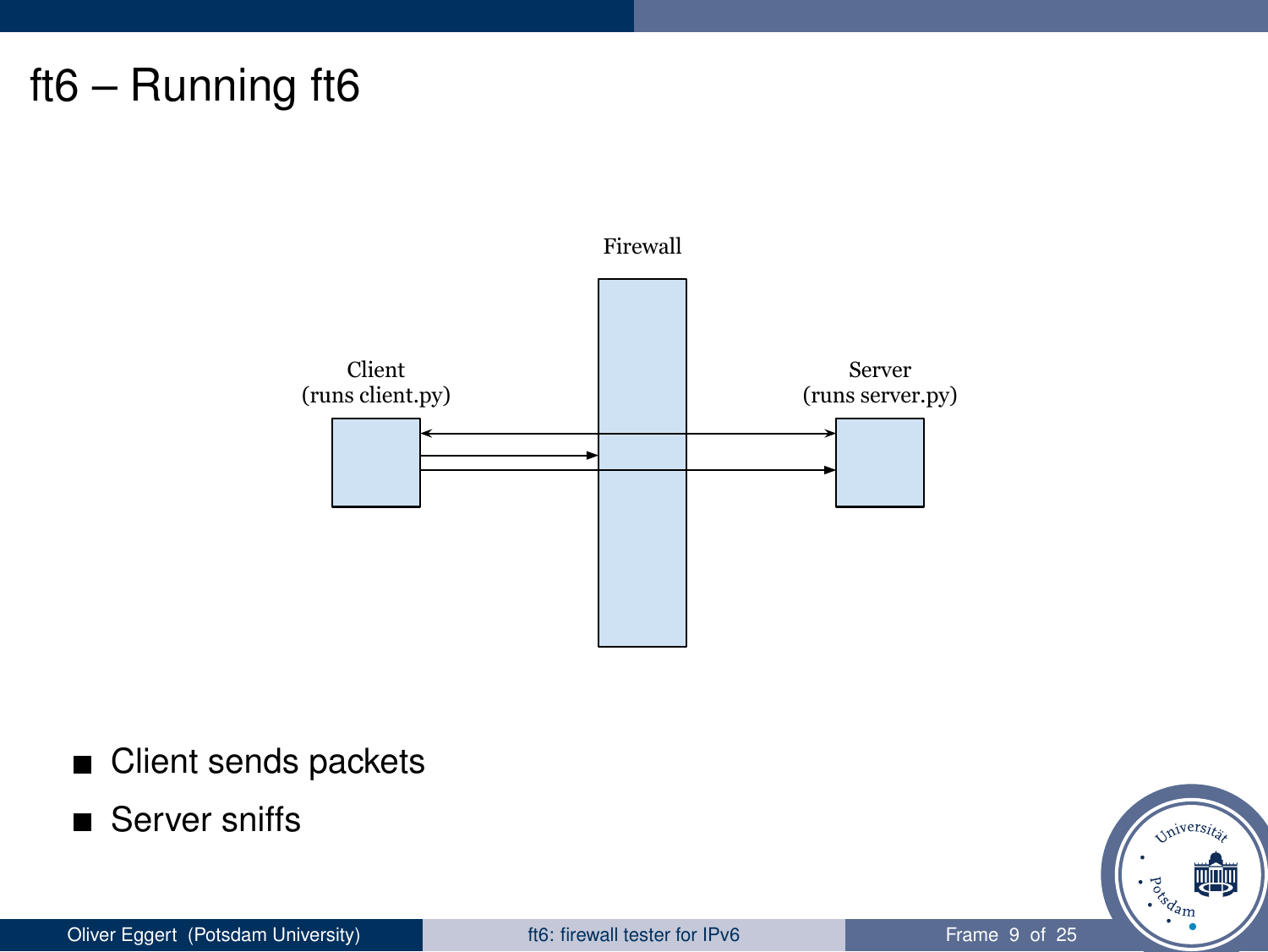# ft6 – Running ft6

Firewall

Client
(runs client.py)

Server
(runs server.py)

- Client sends packets
- Server sniffs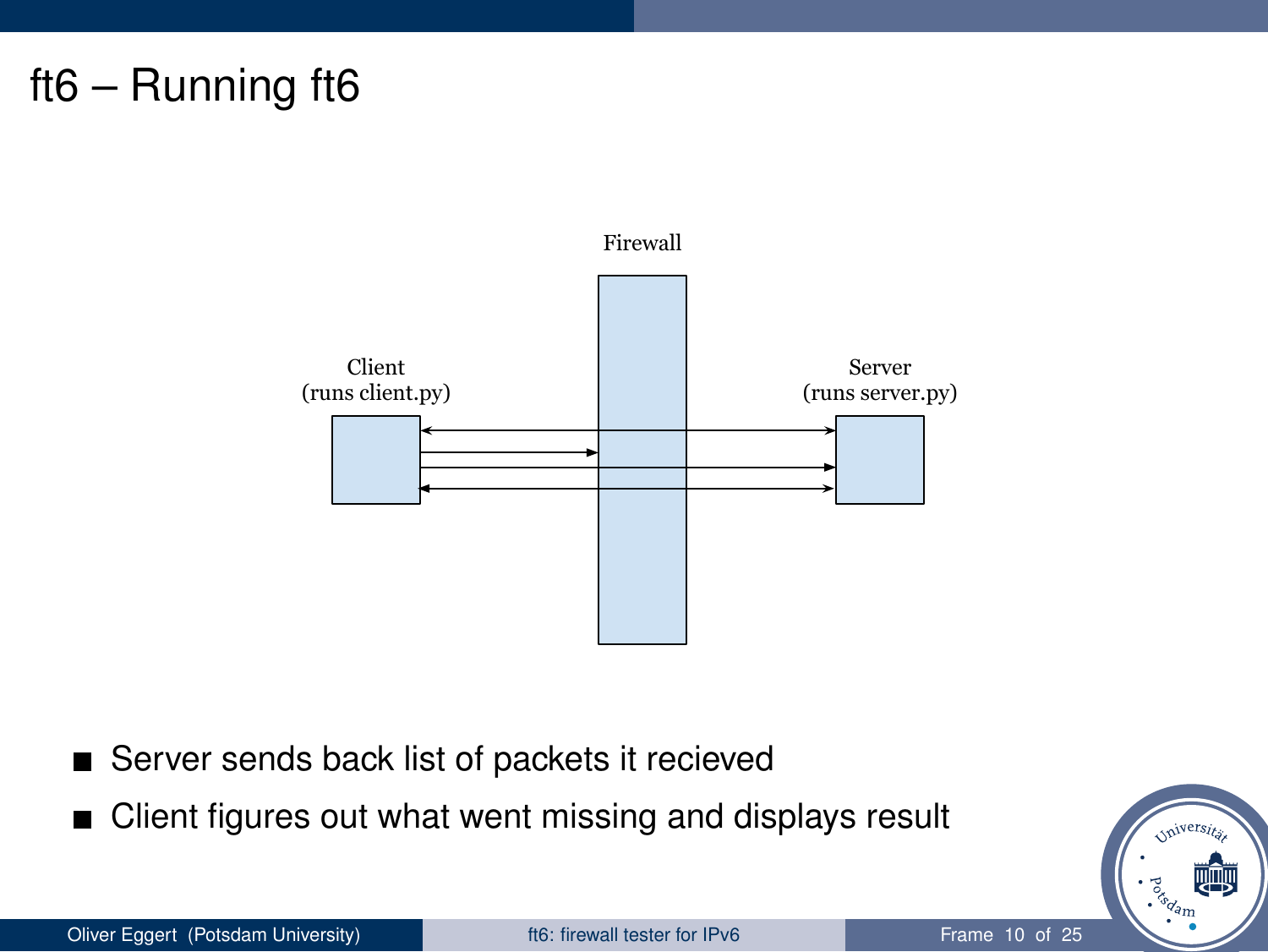# ft6 – Running ft6

Firewall

Client
(runs client.py)

Server
(runs server.py)

- Server sends back list of packets it recieved
- Client figures out what went missing and displays result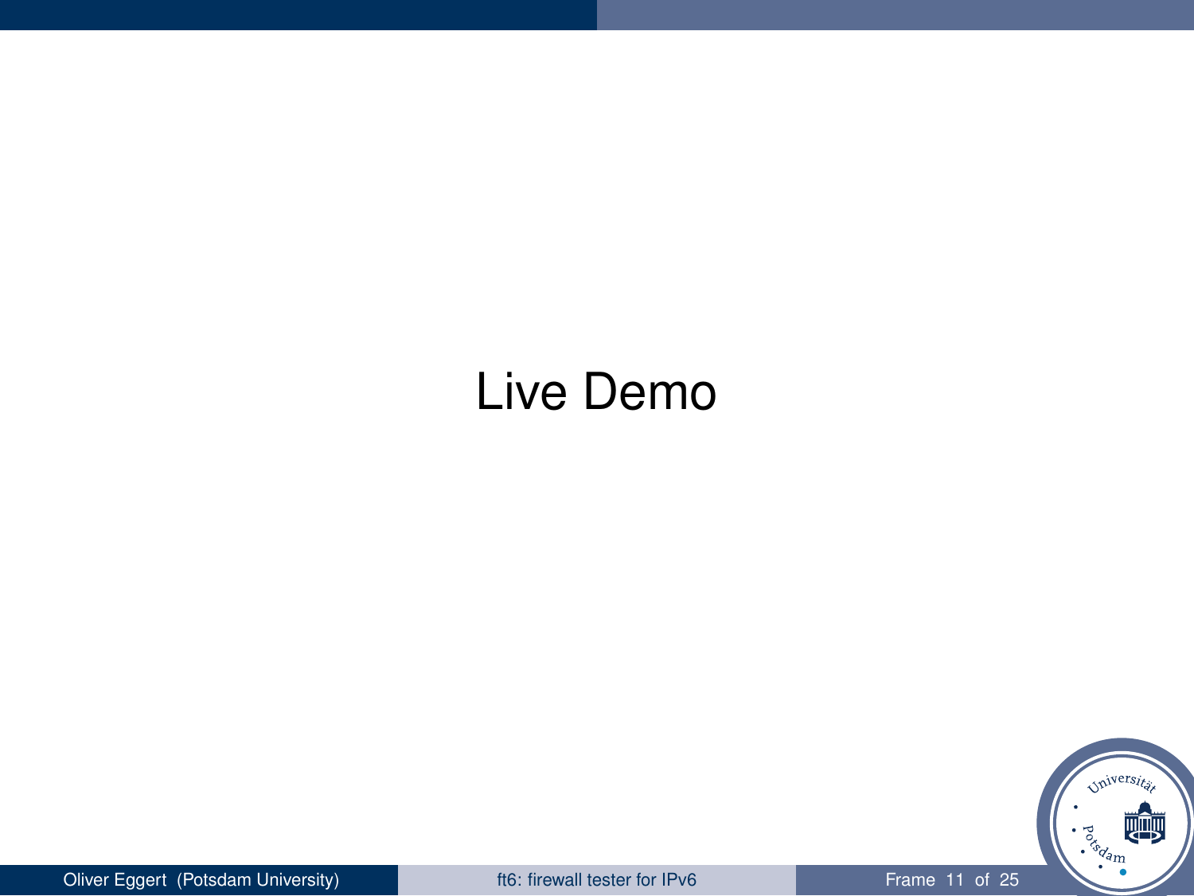Live Demo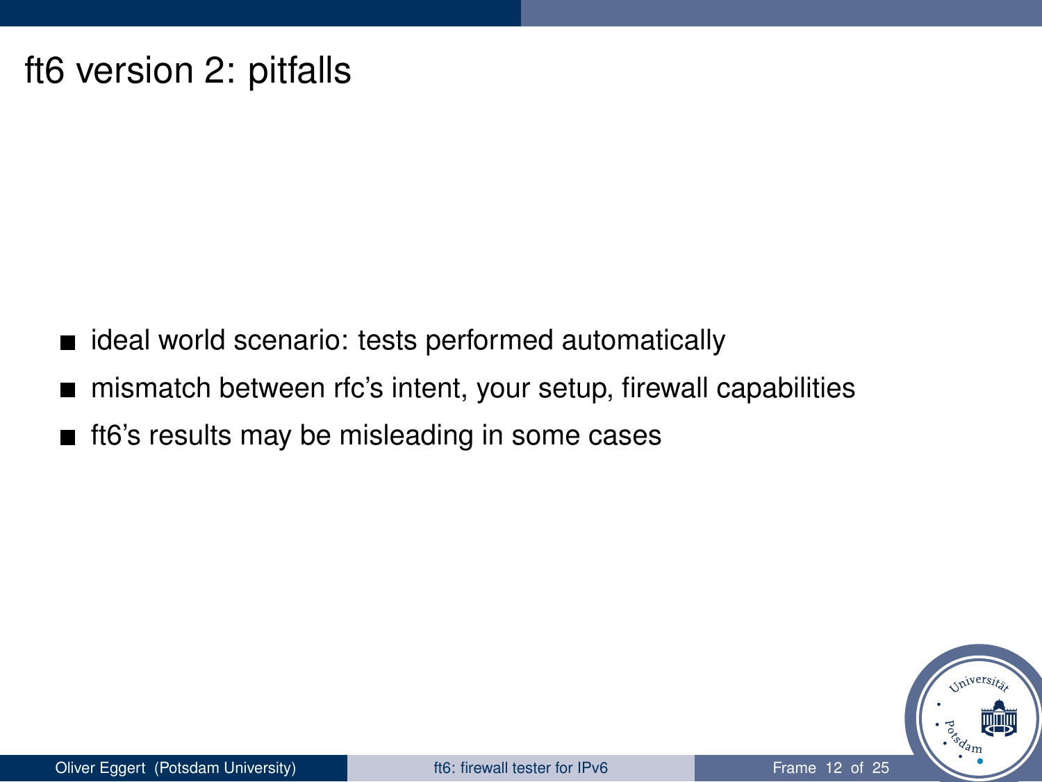# ft6 version 2: pitfalls

- ideal world scenario: tests performed automatically
- mismatch between rfc's intent, your setup, firewall capabilities
- ft6's results may be misleading in some cases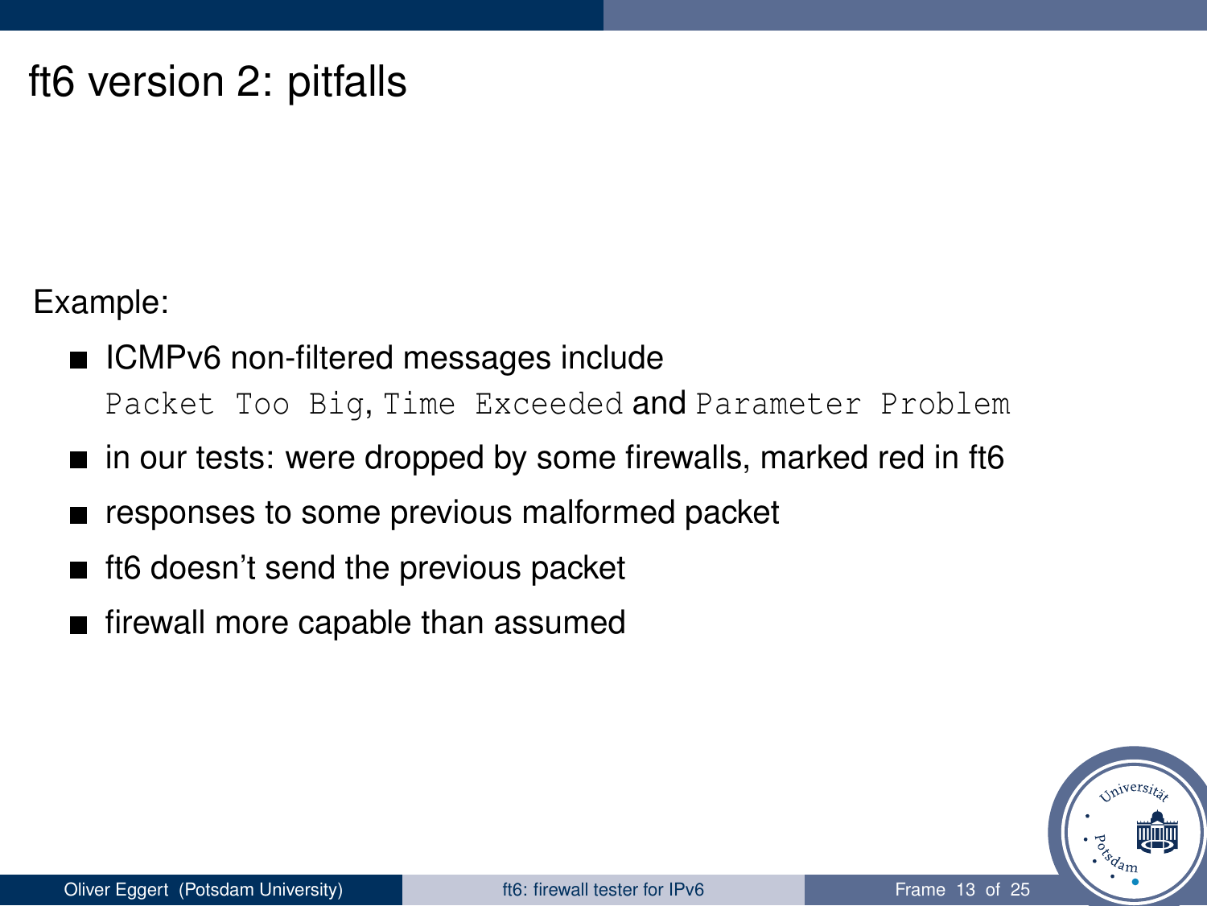# ft6 version 2: pitfalls

Example:

- ICMPv6 non-filtered messages include `Packet Too Big`, `Time Exceeded` and `Parameter Problem`
- in our tests: were dropped by some firewalls, marked red in ft6
- responses to some previous malformed packet
- ft6 doesn't send the previous packet
- firewall more capable than assumed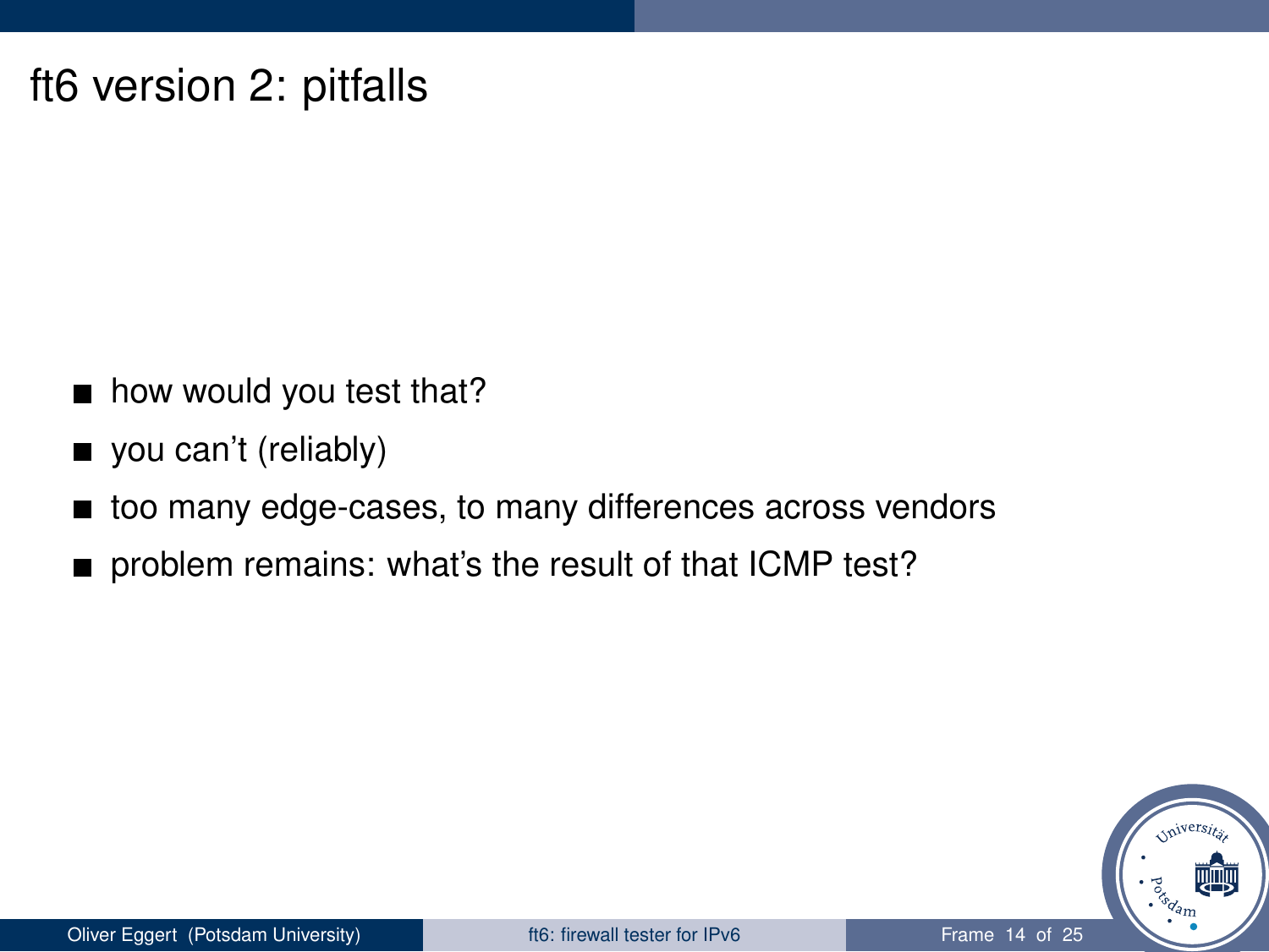# ft6 version 2: pitfalls

- how would you test that?
- you can't (reliably)
- too many edge-cases, to many differences across vendors
- problem remains: what's the result of that ICMP test?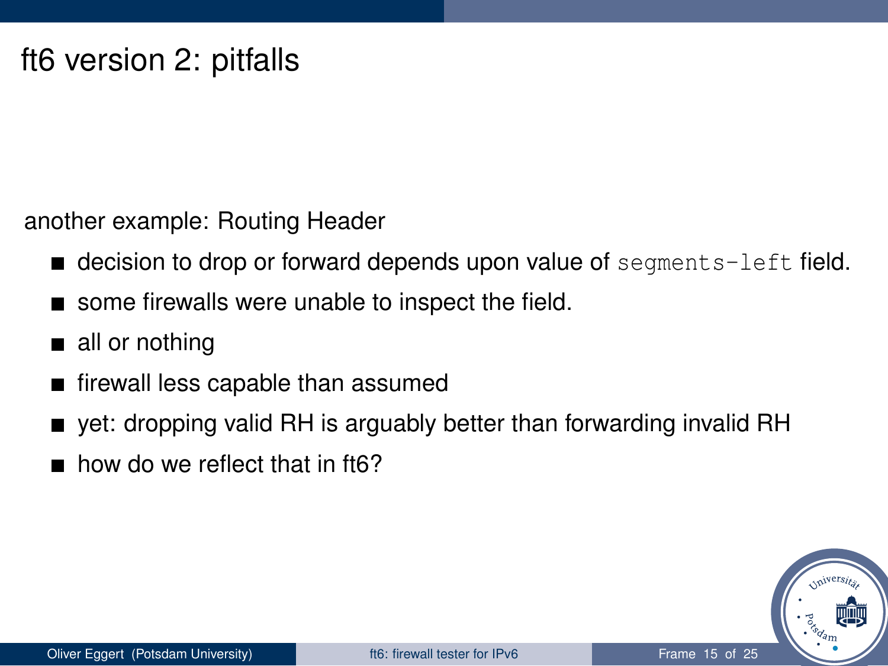# ft6 version 2: pitfalls

another example: Routing Header

- decision to drop or forward depends upon value of `segments-left` field.
- some firewalls were unable to inspect the field.
- all or nothing
- firewall less capable than assumed
- yet: dropping valid RH is arguably better than forwarding invalid RH
- how do we reflect that in ft6?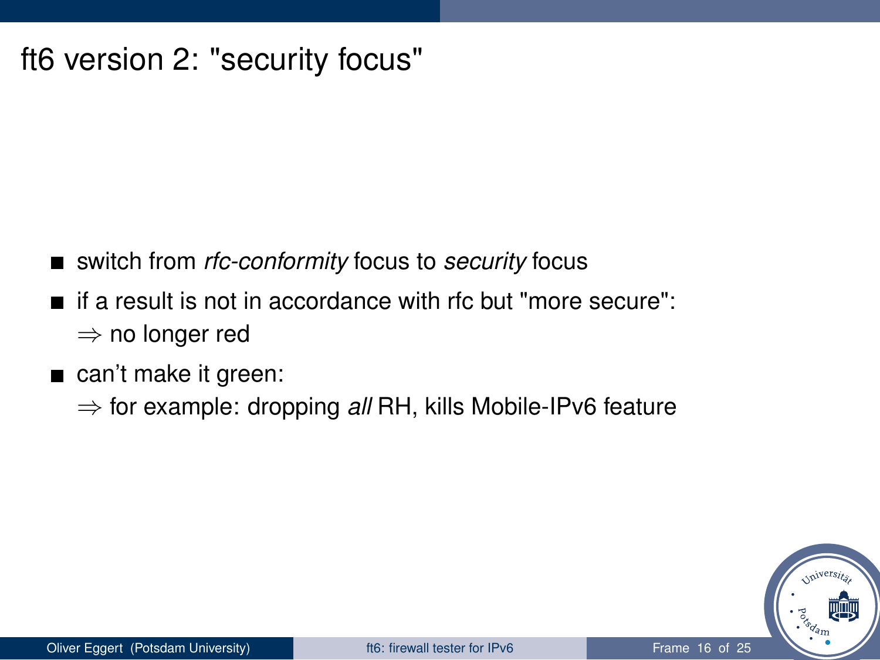# ft6 version 2: "security focus"

- switch from *rfc-conformity* focus to *security* focus
- if a result is not in accordance with rfc but "more secure":
  $\Rightarrow$ no longer red
- can't make it green:
  $\Rightarrow$ for example: dropping *all* RH, kills Mobile-IPv6 feature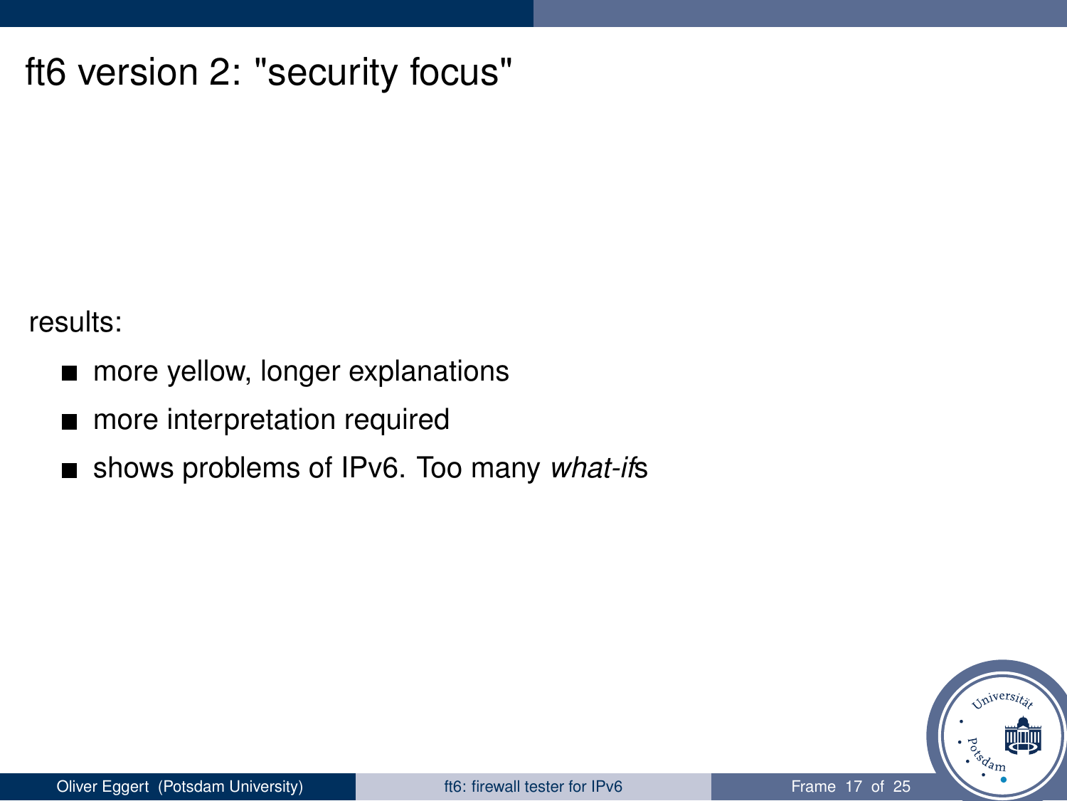# ft6 version 2: "security focus"

results:

- more yellow, longer explanations
- more interpretation required
- shows problems of IPv6. Too many *what-if*s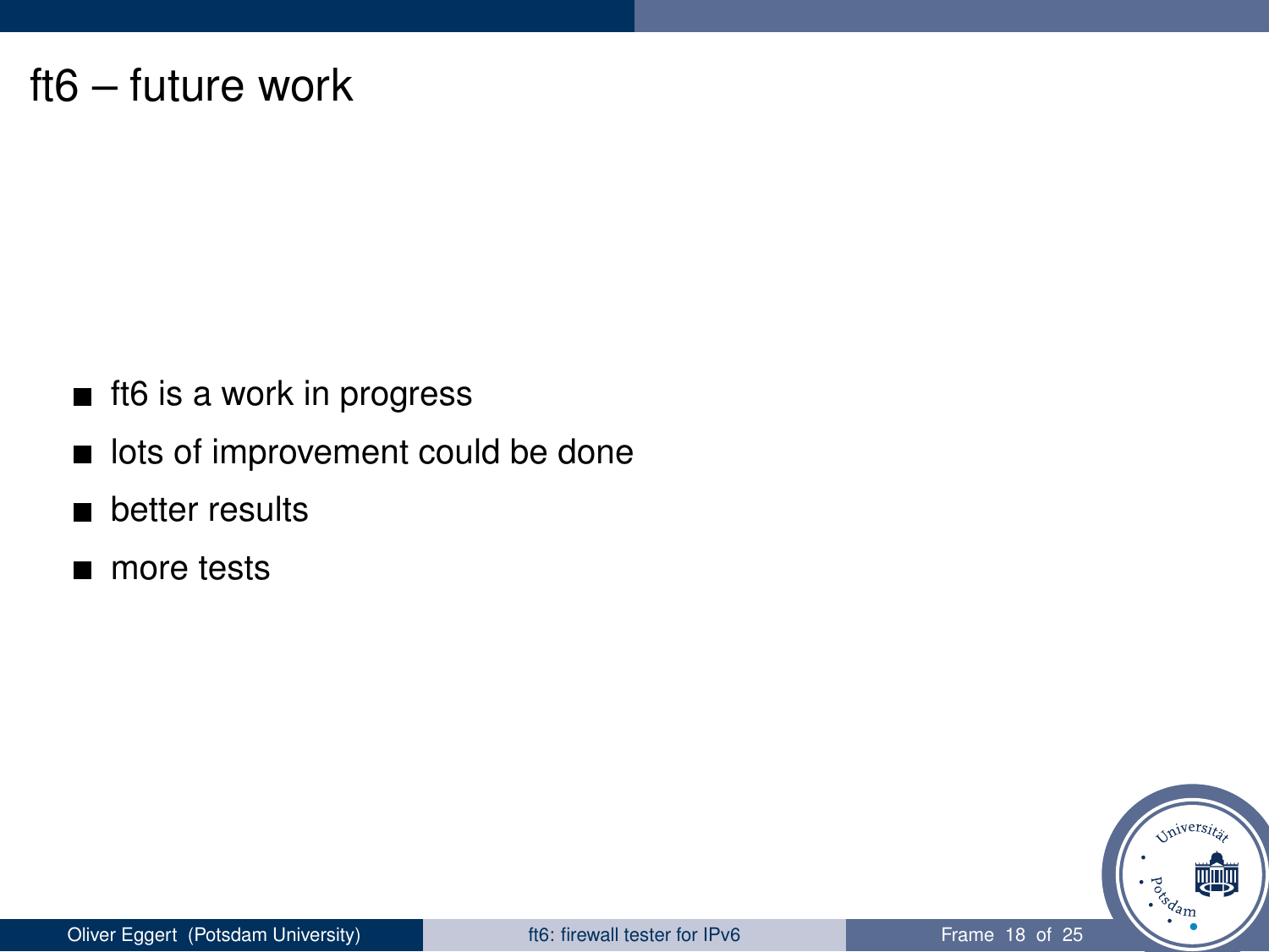# ft6 – future work

- ft6 is a work in progress
- lots of improvement could be done
- better results
- more tests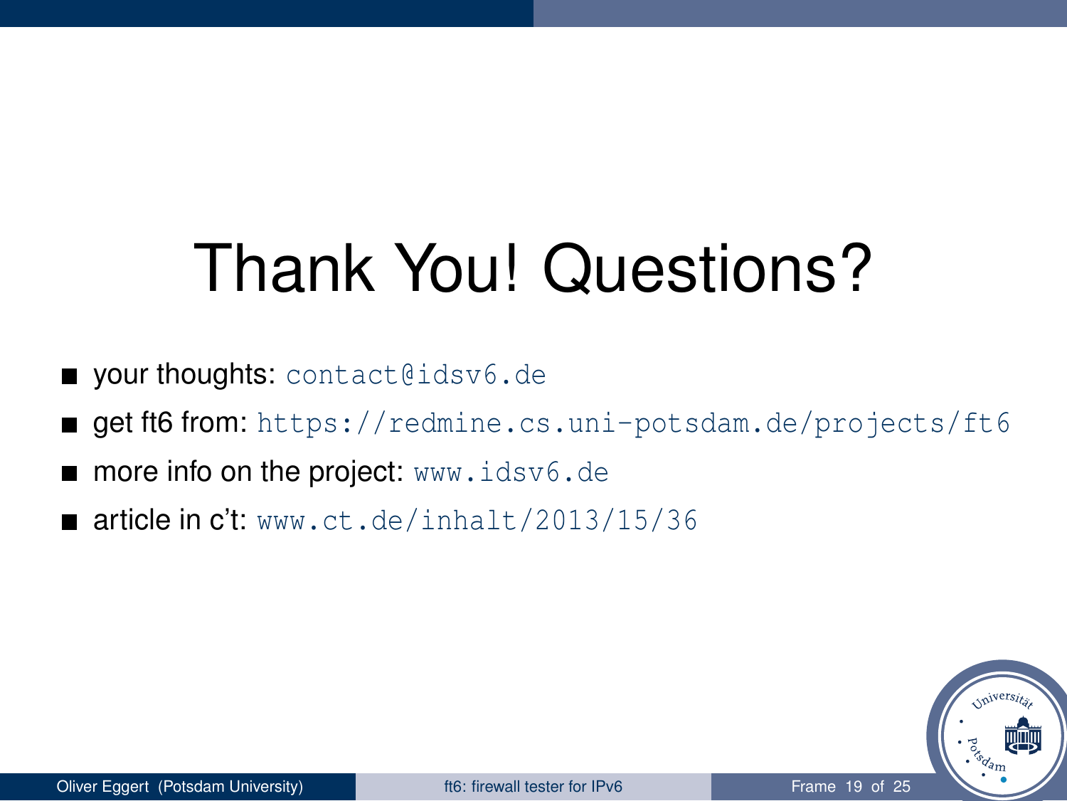# Thank You! Questions?

- your thoughts: `contact@idsv6.de`
- get ft6 from: `https://redmine.cs.uni-potsdam.de/projects/ft6`
- more info on the project: `www.idsv6.de`
- article in c't: `www.ct.de/inhalt/2013/15/36`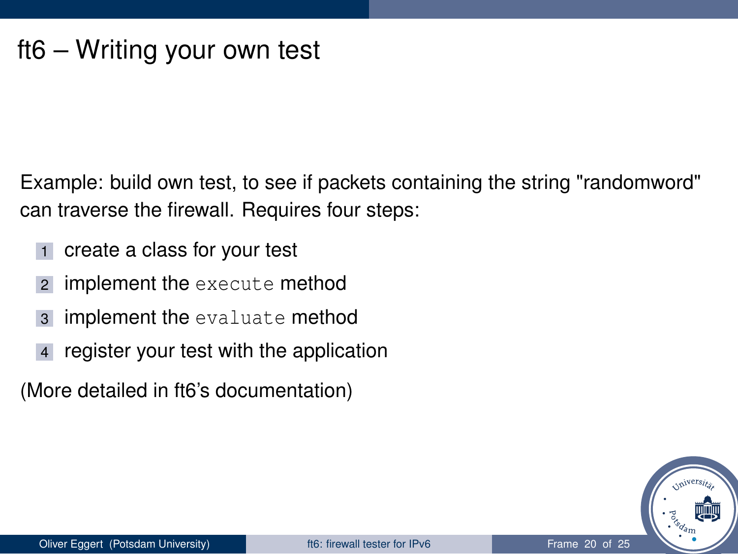# ft6 – Writing your own test

Example: build own test, to see if packets containing the string "randomword" can traverse the firewall. Requires four steps:

1. create a class for your test
2. implement the `execute` method
3. implement the `evaluate` method
4. register your test with the application

(More detailed in ft6's documentation)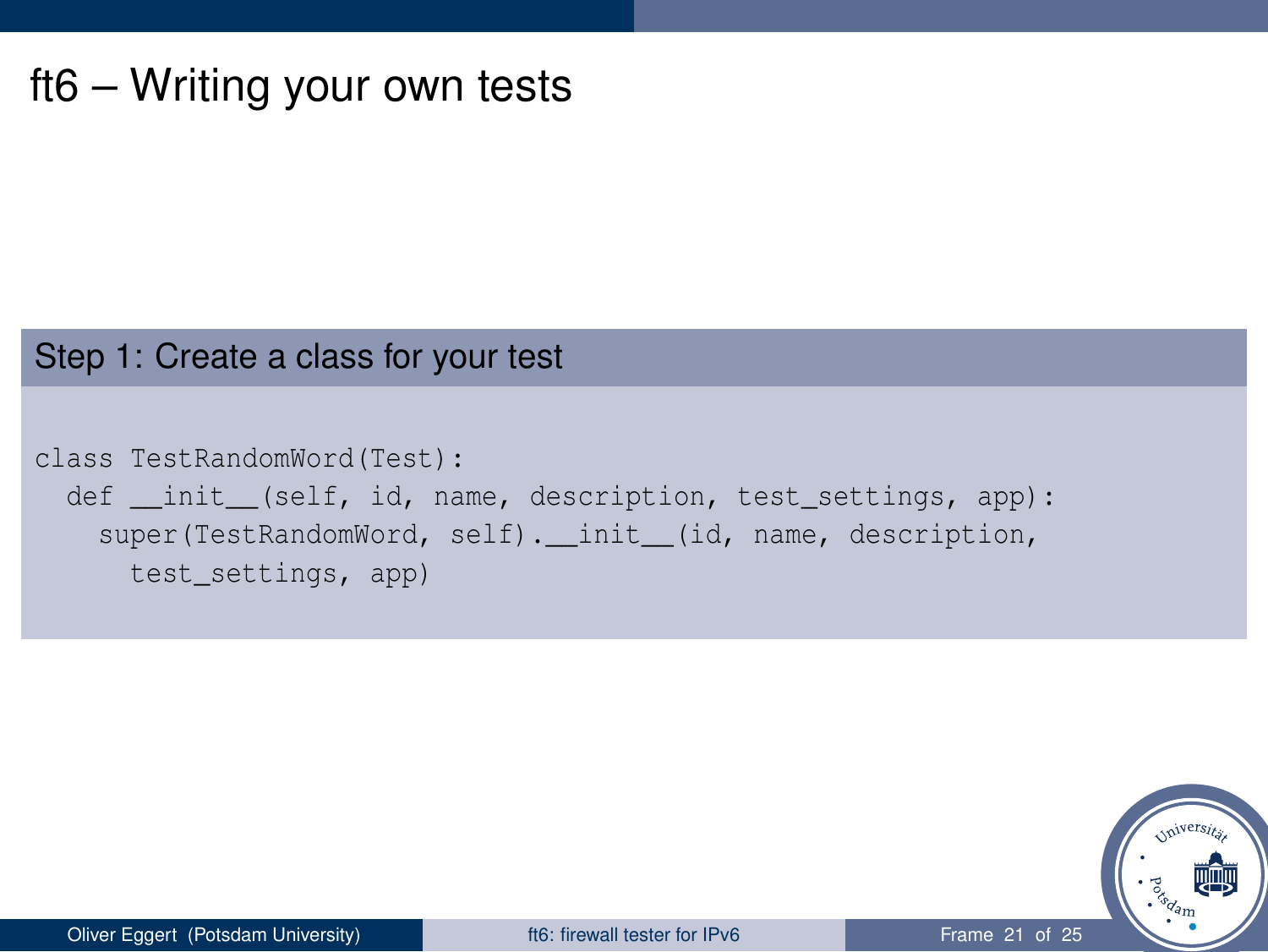# ft6 – Writing your own tests

## Step 1: Create a class for your test

```
class TestRandomWord(Test):
  def __init__(self, id, name, description, test_settings, app):
    super(TestRandomWord, self).__init__(id, name, description,
      test_settings, app)
```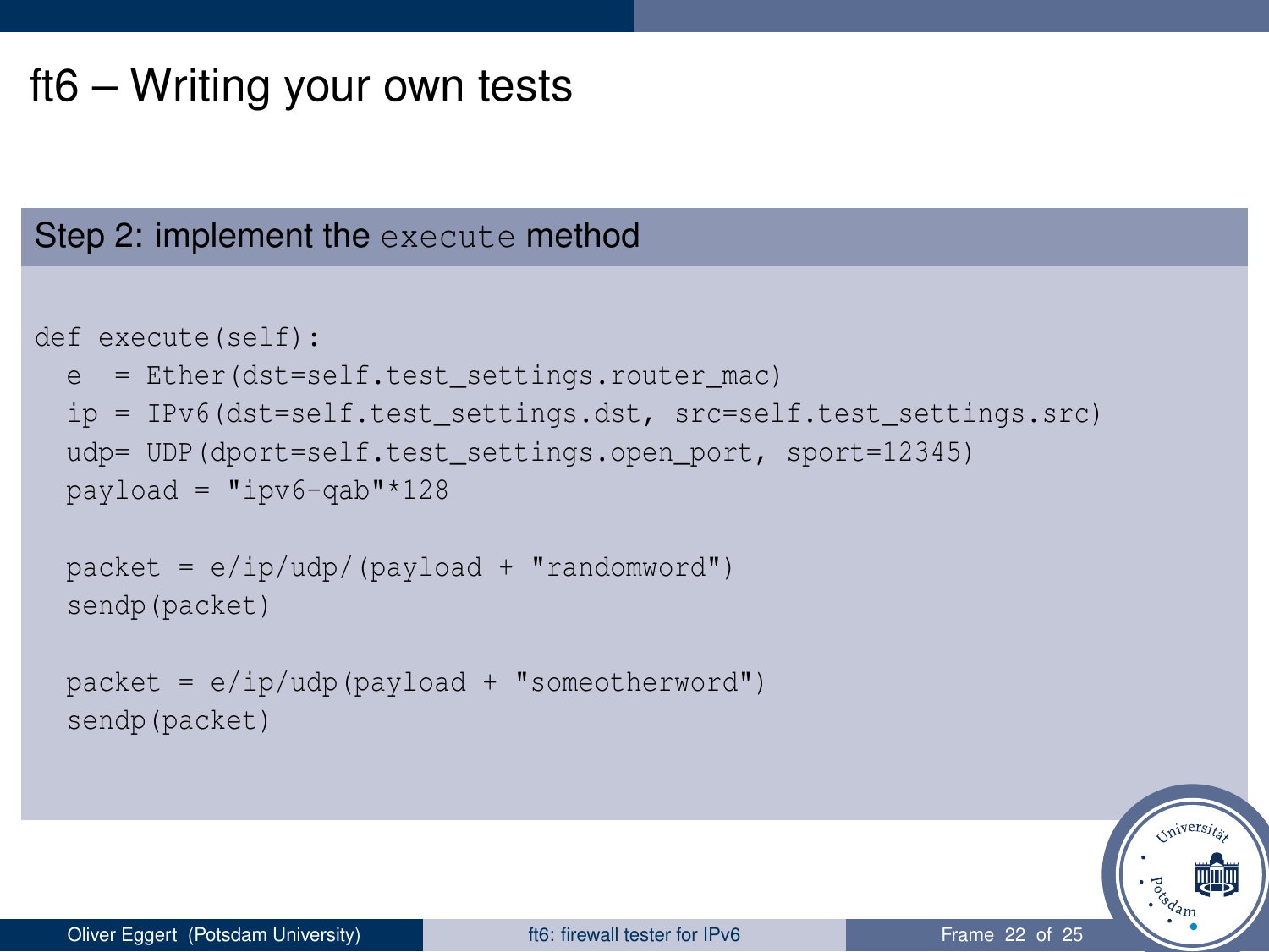# ft6 – Writing your own tests

## Step 2: implement the `execute` method

```
def execute(self):
  e  = Ether(dst=self.test_settings.router_mac)
  ip = IPv6(dst=self.test_settings.dst, src=self.test_settings.src)
  udp= UDP(dport=self.test_settings.open_port, sport=12345)
  payload = "ipv6-qab"*128

  packet = e/ip/udp/(payload + "randomword")
  sendp(packet)

  packet = e/ip/udp(payload + "someotherword")
  sendp(packet)
```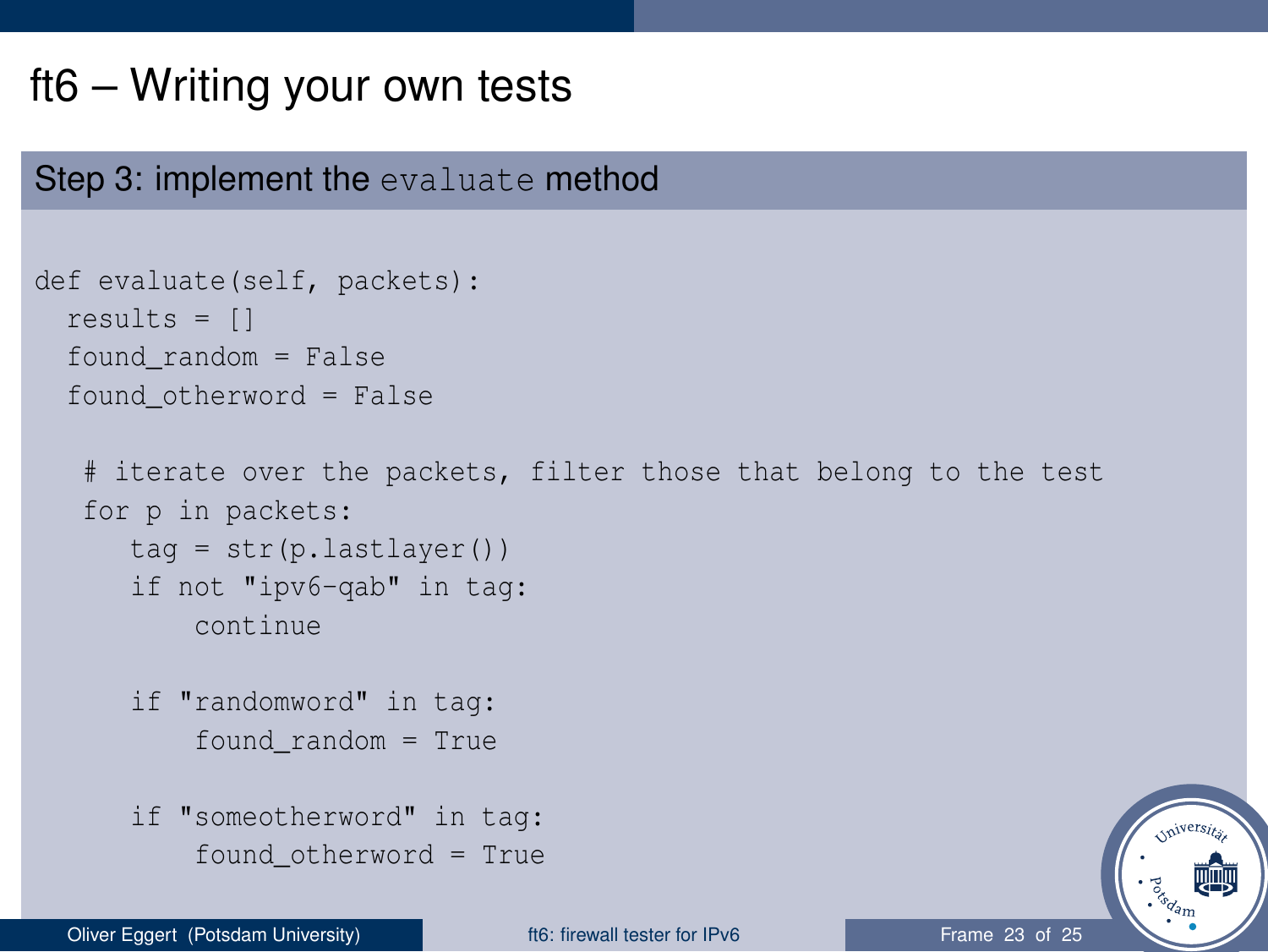# ft6 – Writing your own tests

## Step 3: implement the `evaluate` method

```
def evaluate(self, packets):
  results = []
  found_random = False
  found_otherword = False

   # iterate over the packets, filter those that belong to the test
   for p in packets:
      tag = str(p.lastlayer())
      if not "ipv6-qab" in tag:
          continue

      if "randomword" in tag:
          found_random = True

      if "someotherword" in tag:
          found_otherword = True
```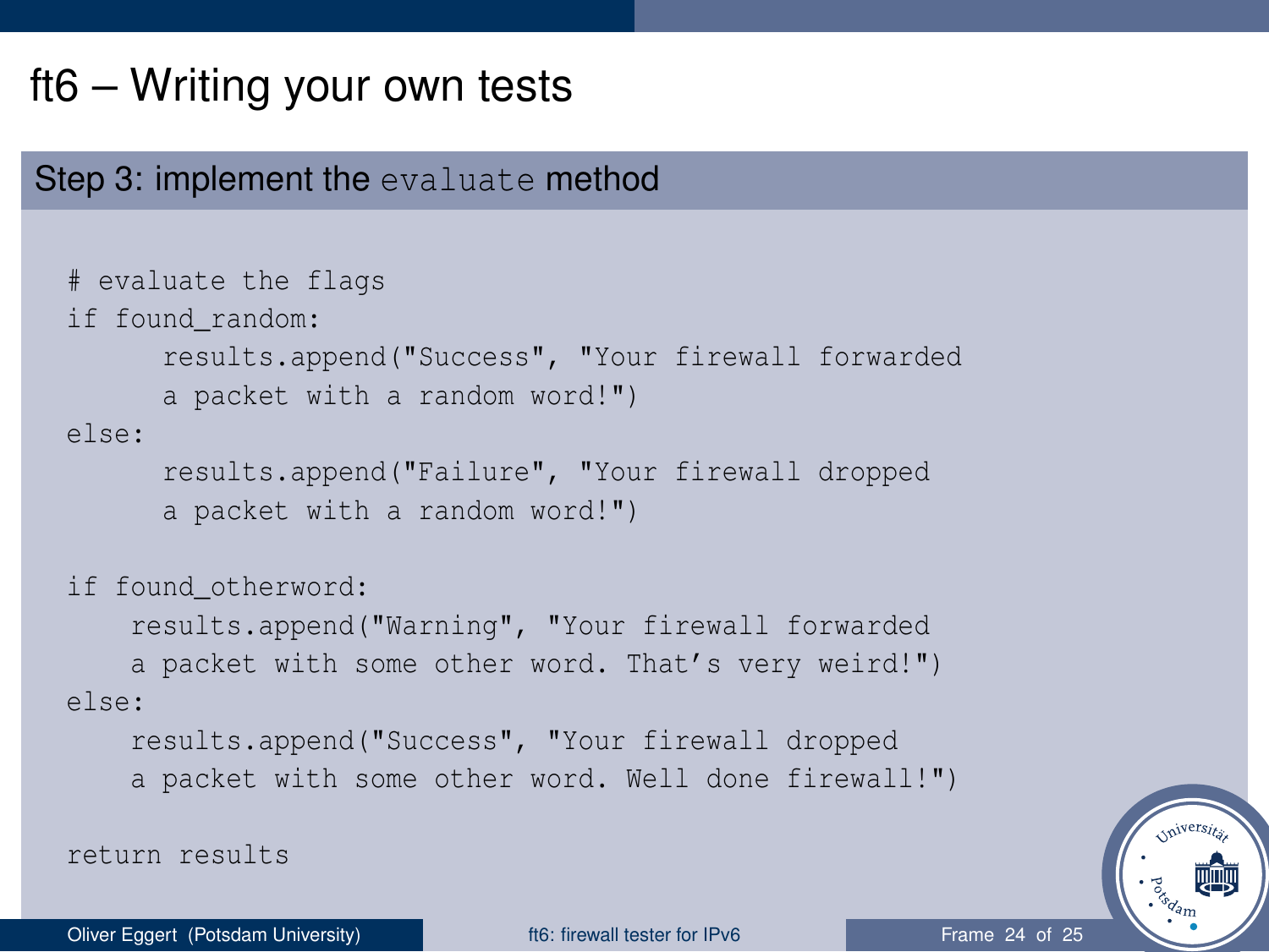# ft6 – Writing your own tests

## Step 3: implement the `evaluate` method

```
# evaluate the flags
if found_random:
      results.append("Success", "Your firewall forwarded
      a packet with a random word!")
else:
      results.append("Failure", "Your firewall dropped
      a packet with a random word!")

if found_otherword:
    results.append("Warning", "Your firewall forwarded
    a packet with some other word. That’s very weird!")
else:
    results.append("Success", "Your firewall dropped
    a packet with some other word. Well done firewall!")

return results
```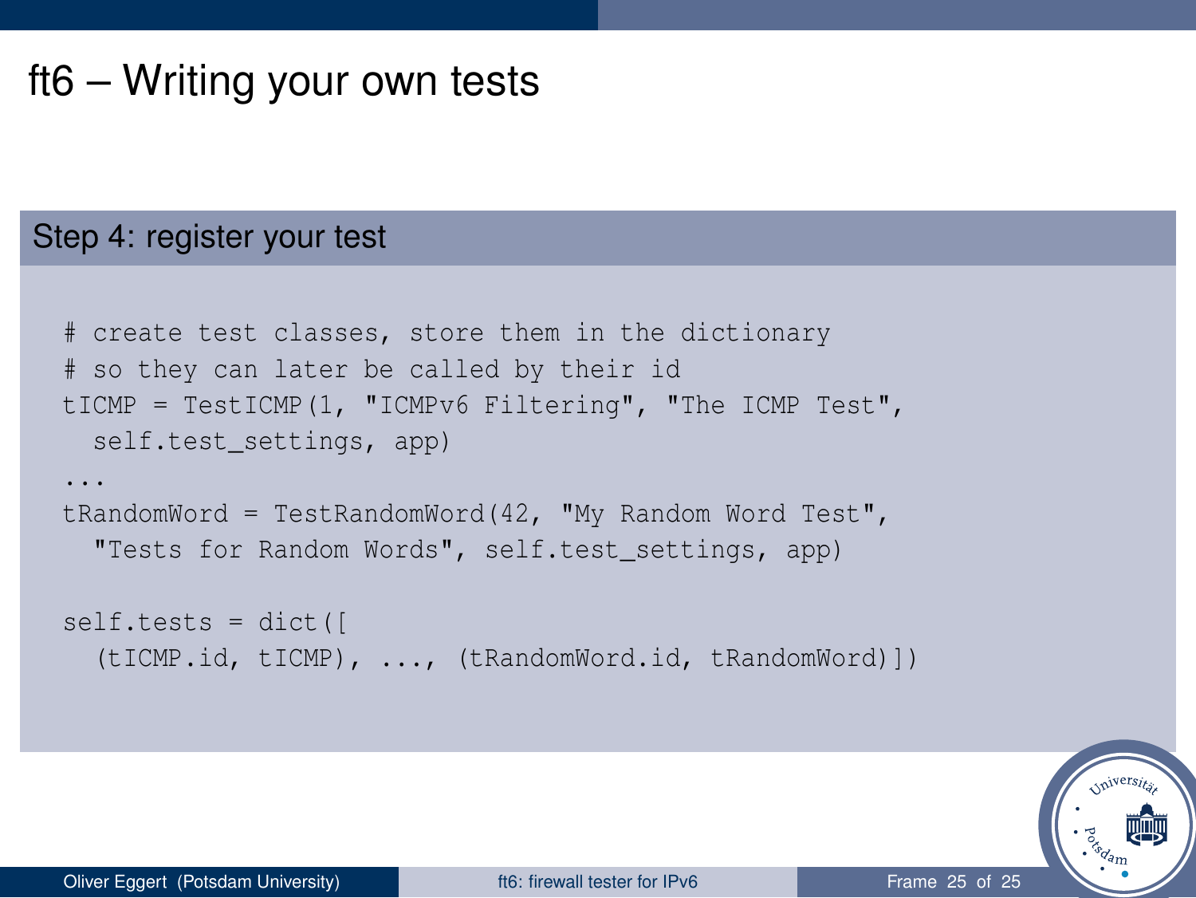# ft6 – Writing your own tests

## Step 4: register your test

```
# create test classes, store them in the dictionary
# so they can later be called by their id
tICMP = TestICMP(1, "ICMPv6 Filtering", "The ICMP Test",
  self.test_settings, app)
...
tRandomWord = TestRandomWord(42, "My Random Word Test",
  "Tests for Random Words", self.test_settings, app)

self.tests = dict([
  (tICMP.id, tICMP), ..., (tRandomWord.id, tRandomWord)])
```